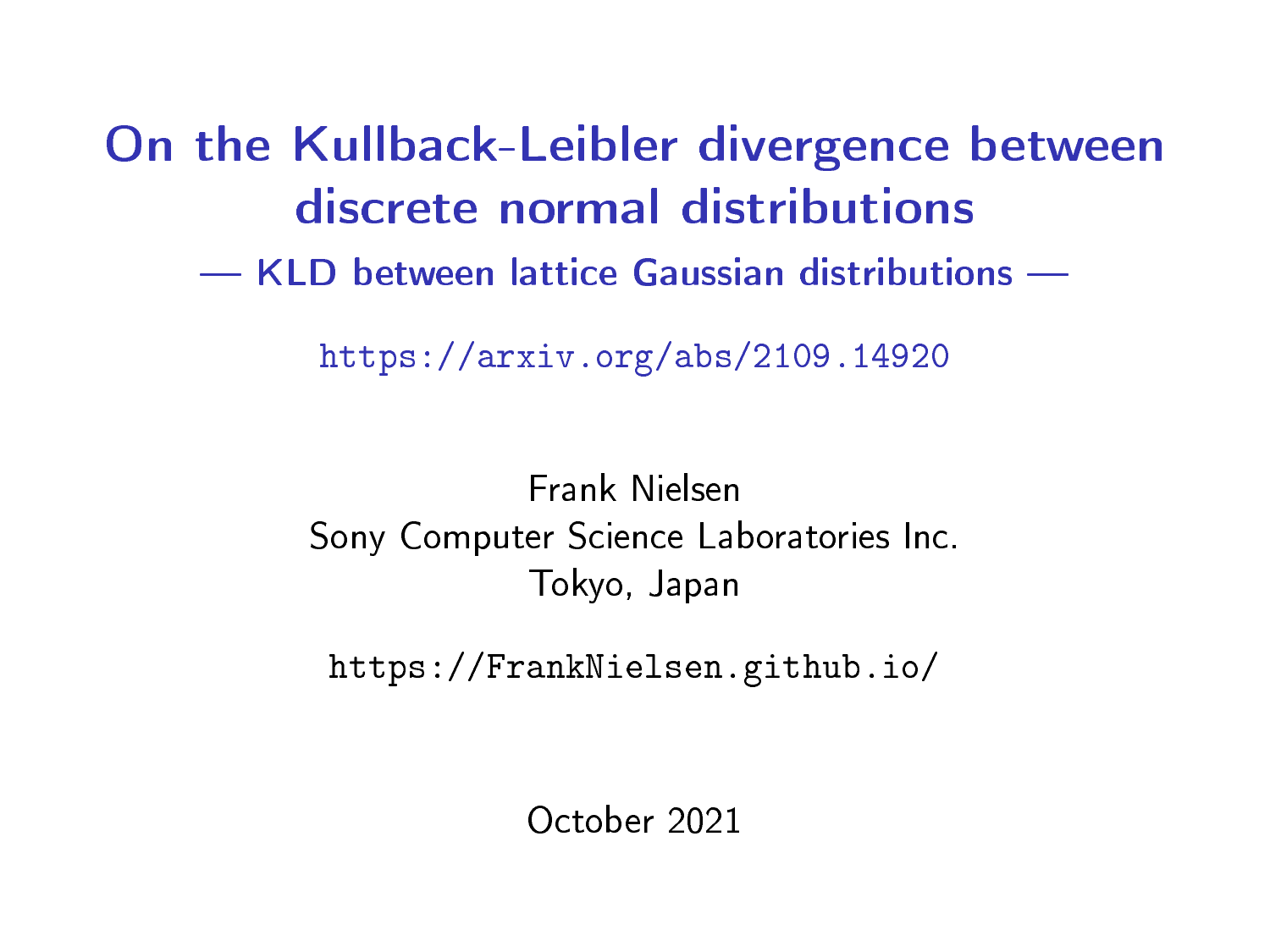# On the Kullback-Leibler divergence between discrete normal distributions

## — KLD between lattice Gaussian distributions —

https://arxiv.org/abs/2109.14920

Frank Nielsen
Sony Computer Science Laboratories Inc.
Tokyo, Japan

https://FrankNielsen.github.io/

October 2021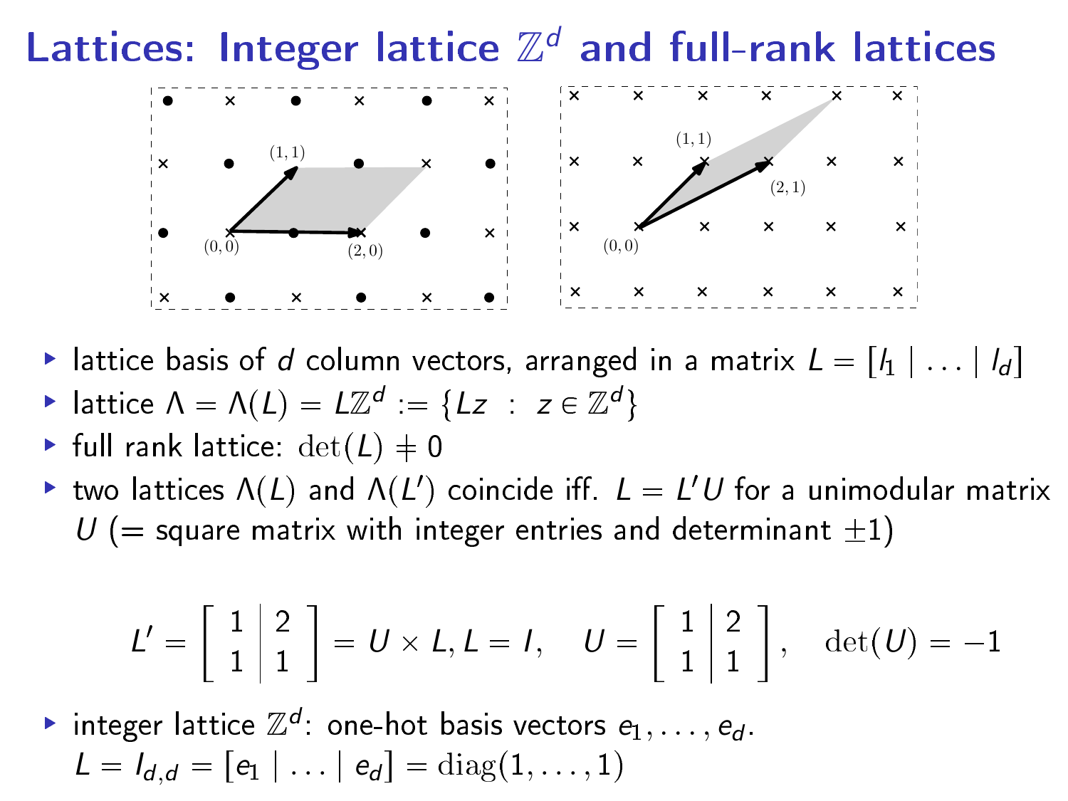# Lattices: Integer lattice $\mathbb{Z}^d$ and full-rank lattices

- lattice basis of $d$ column vectors, arranged in a matrix $L = [l_1 \mid \ldots \mid l_d]$
- lattice $\Lambda = \Lambda(L) = L\mathbb{Z}^d := \{Lz \ : \ z \in \mathbb{Z}^d\}$
- full rank lattice: $\det(L) \neq 0$
- two lattices $\Lambda(L)$ and $\Lambda(L')$ coincide iff. $L = L'U$ for a unimodular matrix $U$ (= square matrix with integer entries and determinant $\pm 1$)

$$L' = \left[\begin{array}{c|c} 1 & 2 \\ 1 & 1 \end{array}\right] = U \times L, L = I, \quad U = \left[\begin{array}{c|c} 1 & 2 \\ 1 & 1 \end{array}\right], \quad \det(U) = -1$$

- integer lattice $\mathbb{Z}^d$: one-hot basis vectors $e_1, \ldots, e_d$.
  $L = I_{d,d} = [e_1 \mid \ldots \mid e_d] = \mathrm{diag}(1, \ldots, 1)$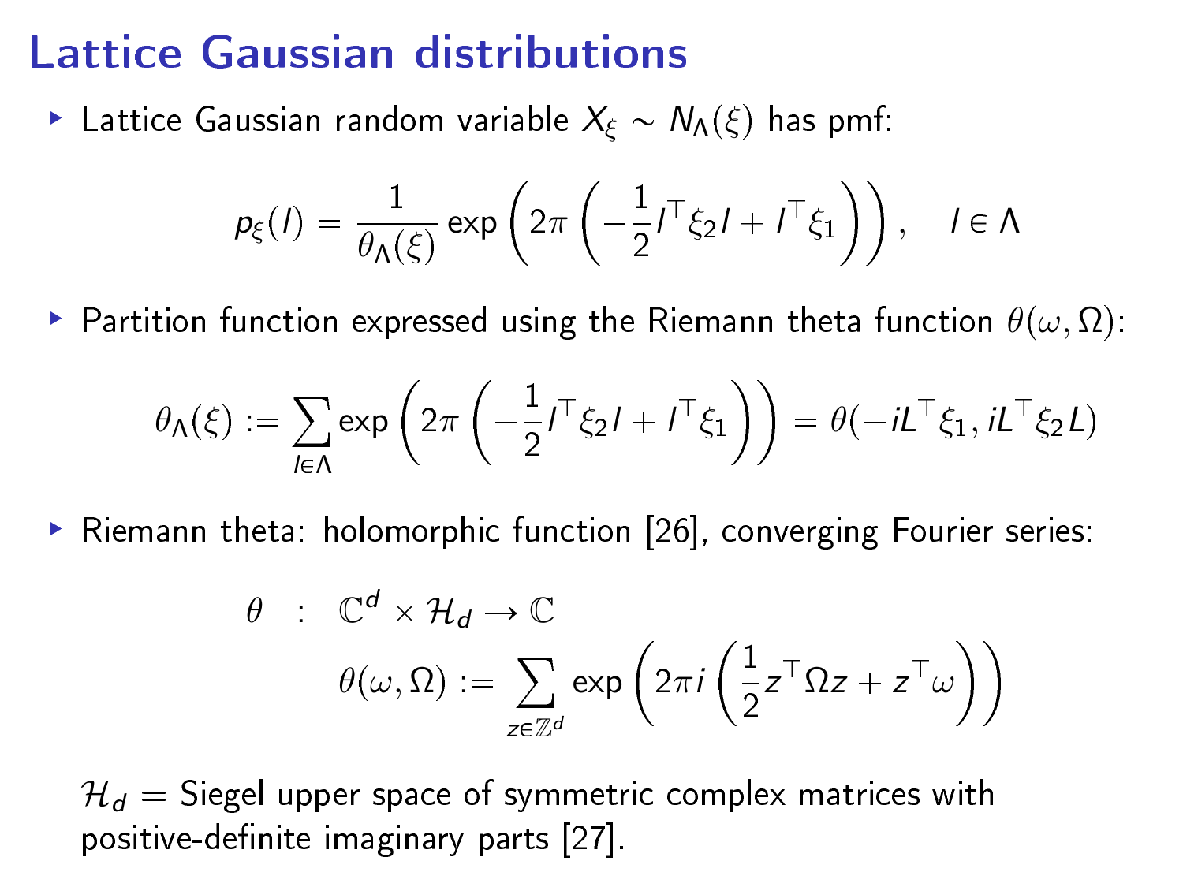# Lattice Gaussian distributions

- Lattice Gaussian random variable $X_\xi \sim N_\Lambda(\xi)$ has pmf:

$$p_\xi(l) = \frac{1}{\theta_\Lambda(\xi)} \exp\left(2\pi\left(-\frac{1}{2}l^\top \xi_2 l + l^\top \xi_1\right)\right), \quad l \in \Lambda$$

- Partition function expressed using the Riemann theta function $\theta(\omega, \Omega)$:

$$\theta_\Lambda(\xi) := \sum_{l \in \Lambda} \exp\left(2\pi\left(-\frac{1}{2}l^\top \xi_2 l + l^\top \xi_1\right)\right) = \theta(-iL^\top \xi_1, iL^\top \xi_2 L)$$

- Riemann theta: holomorphic function [26], converging Fourier series:

$$\begin{aligned} \theta \quad &: \quad \mathbb{C}^d \times \mathcal{H}_d \to \mathbb{C} \\ &\theta(\omega, \Omega) := \sum_{z \in \mathbb{Z}^d} \exp\left(2\pi i\left(\frac{1}{2}z^\top \Omega z + z^\top \omega\right)\right) \end{aligned}$$

$\mathcal{H}_d$ = Siegel upper space of symmetric complex matrices with positive-definite imaginary parts [27].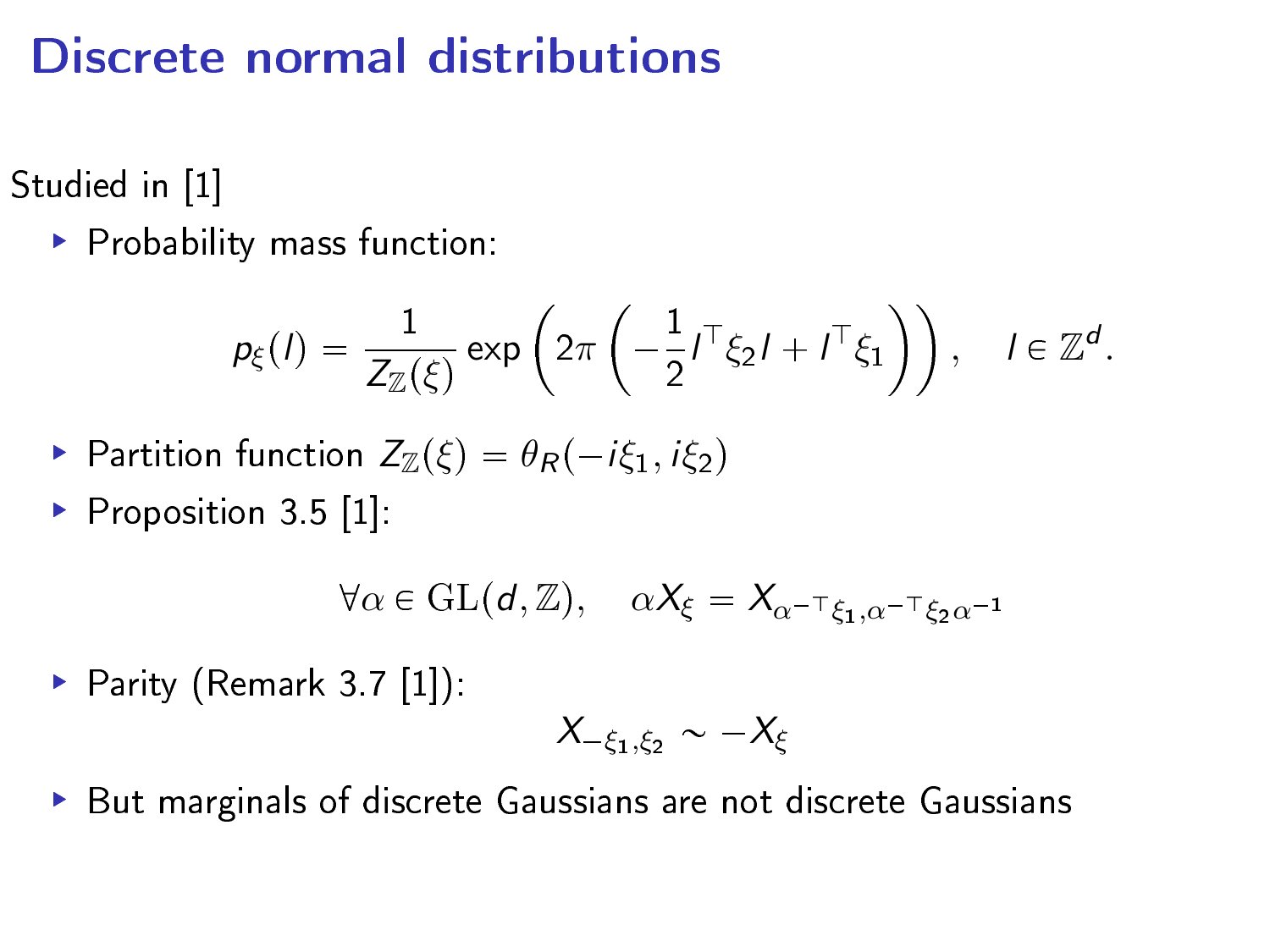# Discrete normal distributions

Studied in [1]

- Probability mass function:

$$p_\xi(l) = \frac{1}{Z_\mathbb{Z}(\xi)} \exp\left(2\pi\left(-\frac{1}{2} l^\top \xi_2 l + l^\top \xi_1\right)\right), \quad l \in \mathbb{Z}^d.$$

- Partition function $Z_\mathbb{Z}(\xi) = \theta_R(-i\xi_1, i\xi_2)$
- Proposition 3.5 [1]:

$$\forall \alpha \in \mathrm{GL}(d, \mathbb{Z}), \quad \alpha X_\xi = X_{\alpha^{-\top}\xi_1, \alpha^{-\top}\xi_2\alpha^{-1}}$$

- Parity (Remark 3.7 [1]):

$$X_{-\xi_1, \xi_2} \sim -X_\xi$$

- But marginals of discrete Gaussians are not discrete Gaussians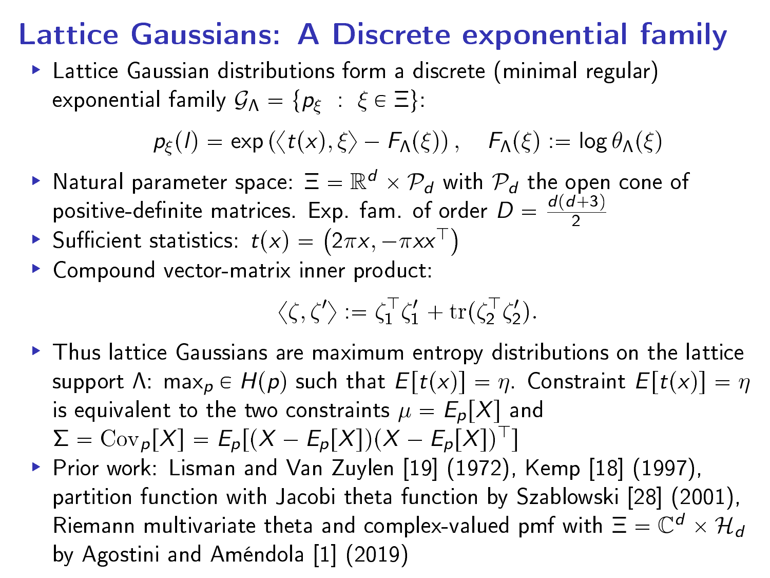# Lattice Gaussians: A Discrete exponential family

- Lattice Gaussian distributions form a discrete (minimal regular) exponential family $\mathcal{G}_\Lambda = \{p_\xi \ : \ \xi \in \Xi\}$:

$$p_\xi(l) = \exp\left(\langle t(x), \xi\rangle - F_\Lambda(\xi)\right), \quad F_\Lambda(\xi) := \log\theta_\Lambda(\xi)$$

- Natural parameter space: $\Xi = \mathbb{R}^d \times \mathcal{P}_d$ with $\mathcal{P}_d$ the open cone of positive-definite matrices. Exp. fam. of order $D = \frac{d(d+3)}{2}$
- Sufficient statistics: $t(x) = \left(2\pi x, -\pi x x^\top\right)$
- Compound vector-matrix inner product:

$$\langle \zeta, \zeta' \rangle := \zeta_1^\top \zeta_1' + \mathrm{tr}(\zeta_2^\top \zeta_2').$$

- Thus lattice Gaussians are maximum entropy distributions on the lattice support $\Lambda$: $\max_p \in H(p)$ such that $E[t(x)] = \eta$. Constraint $E[t(x)] = \eta$ is equivalent to the two constraints $\mu = E_p[X]$ and $\Sigma = \mathrm{Cov}_p[X] = E_p[(X - E_p[X])(X - E_p[X])^\top]$
- Prior work: Lisman and Van Zuylen [19] (1972), Kemp [18] (1997), partition function with Jacobi theta function by Szablowski [28] (2001), Riemann multivariate theta and complex-valued pmf with $\Xi = \mathbb{C}^d \times \mathcal{H}_d$ by Agostini and Améndola [1] (2019)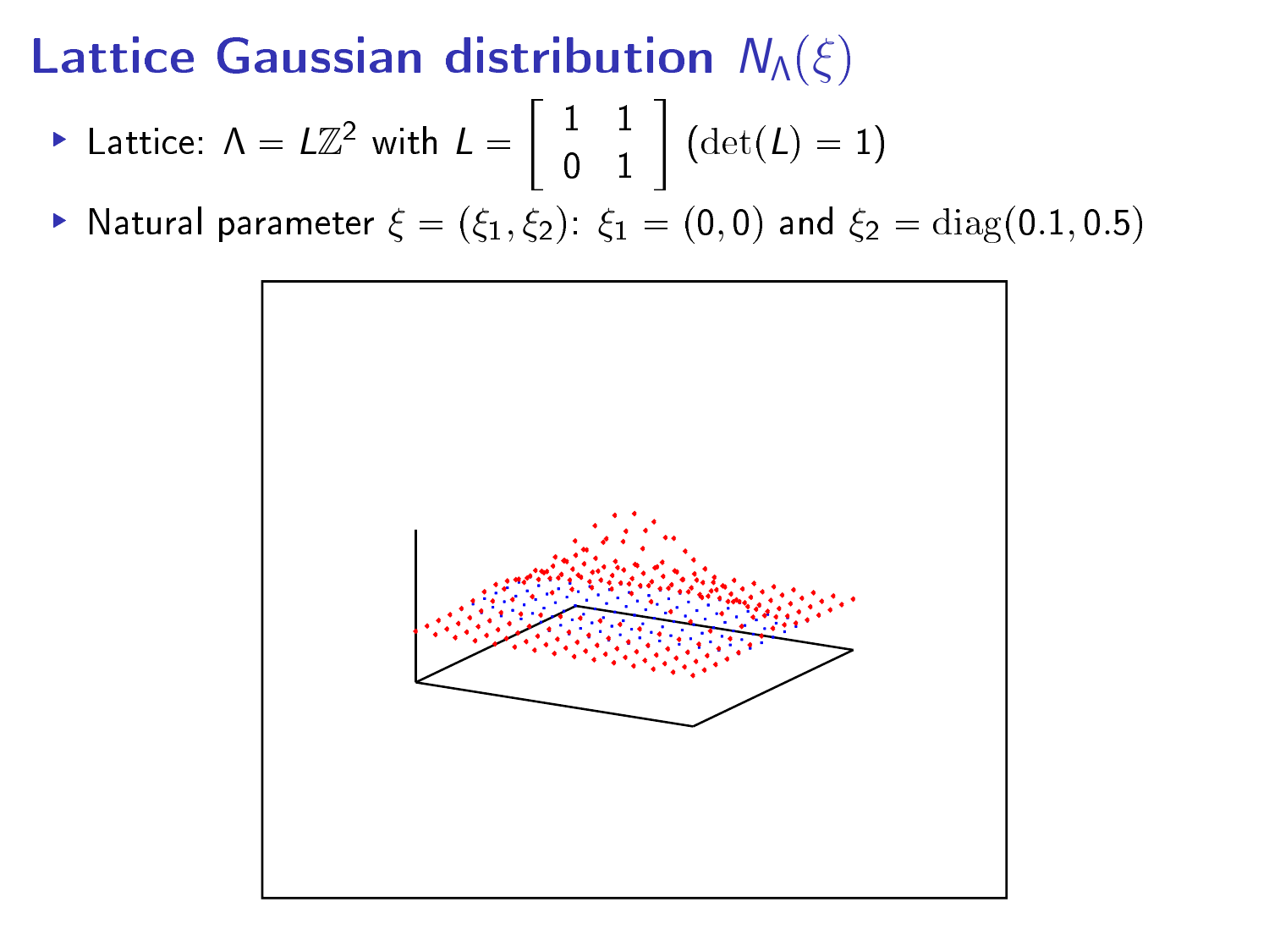# Lattice Gaussian distribution $N_\Lambda(\xi)$

- Lattice: $\Lambda = L\mathbb{Z}^2$ with $L = \begin{bmatrix} 1 & 1 \\ 0 & 1 \end{bmatrix}$ $(\det(L) = 1)$
- Natural parameter $\xi = (\xi_1, \xi_2)$: $\xi_1 = (0, 0)$ and $\xi_2 = \mathrm{diag}(0.1, 0.5)$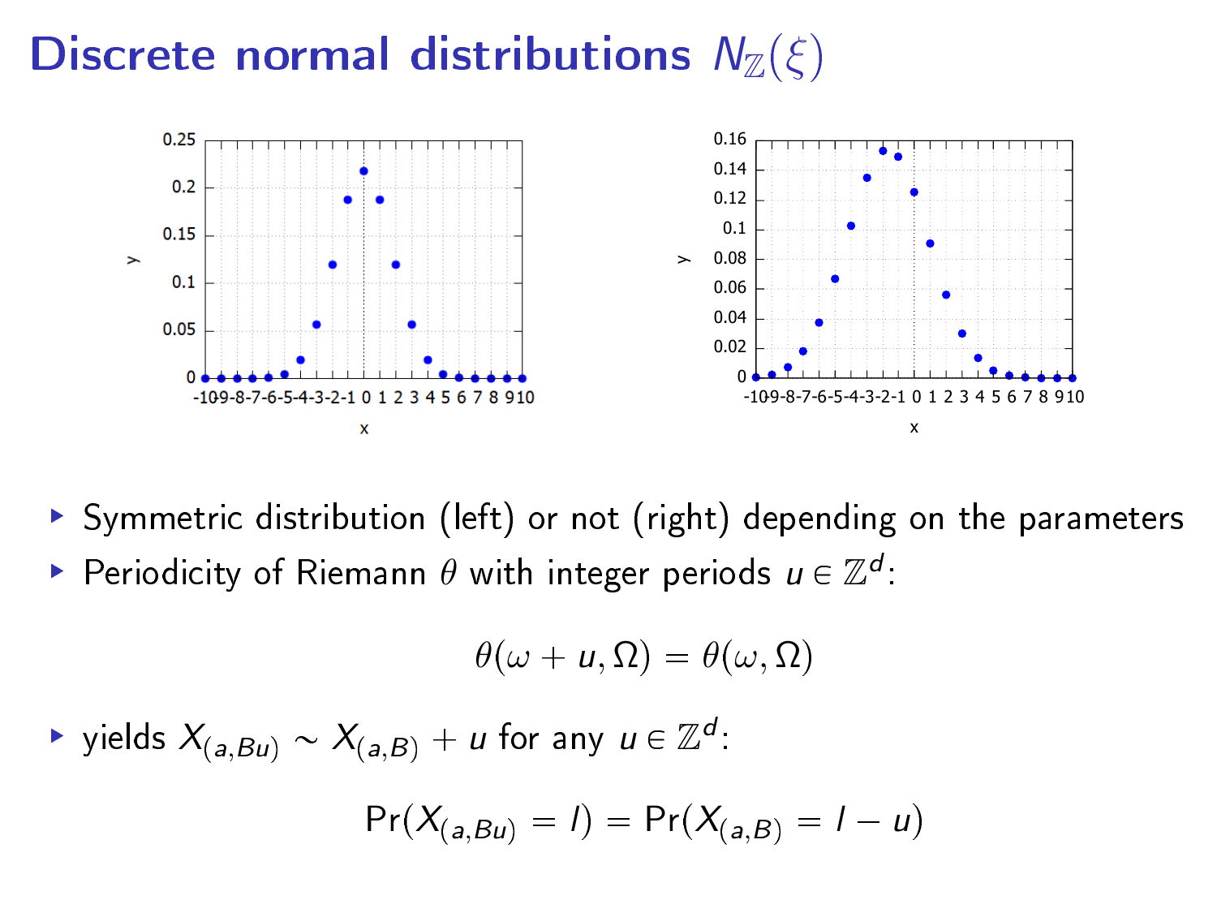# Discrete normal distributions $N_{\mathbb{Z}}(\xi)$

- Symmetric distribution (left) or not (right) depending on the parameters
- Periodicity of Riemann $\theta$ with integer periods $u \in \mathbb{Z}^d$:

$$\theta(\omega + u, \Omega) = \theta(\omega, \Omega)$$

- yields $X_{(a,Bu)} \sim X_{(a,B)} + u$ for any $u \in \mathbb{Z}^d$:

$$\Pr(X_{(a,Bu)} = l) = \Pr(X_{(a,B)} = l - u)$$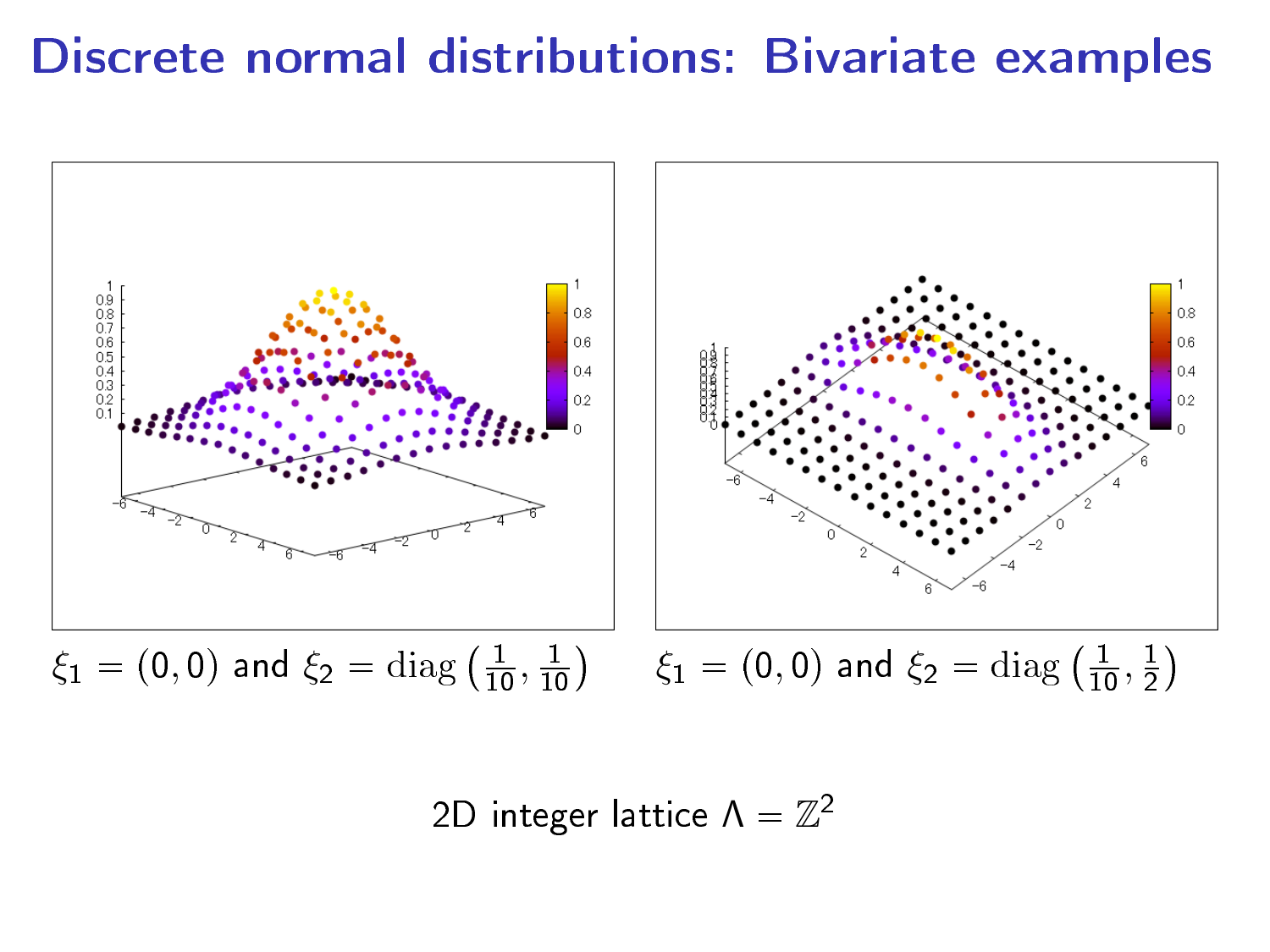# Discrete normal distributions: Bivariate examples

$\xi_1 = (0, 0)$ and $\xi_2 = \mathrm{diag}\left(\frac{1}{10}, \frac{1}{10}\right)$

$\xi_1 = (0, 0)$ and $\xi_2 = \mathrm{diag}\left(\frac{1}{10}, \frac{1}{2}\right)$

2D integer lattice $\Lambda = \mathbb{Z}^2$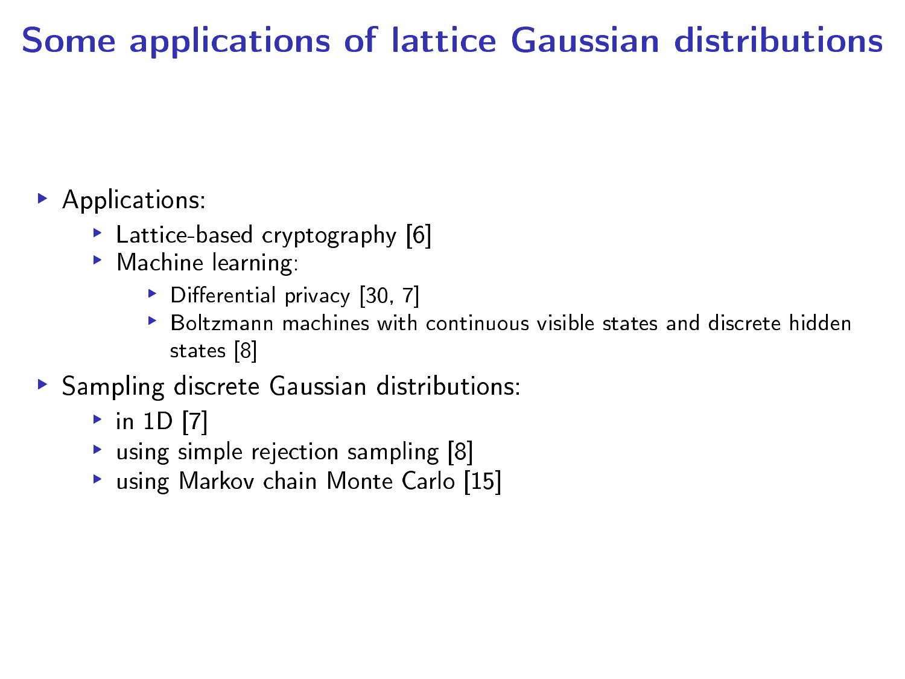# Some applications of lattice Gaussian distributions

- Applications:
  - Lattice-based cryptography [6]
  - Machine learning:
    - Differential privacy [30, 7]
    - Boltzmann machines with continuous visible states and discrete hidden states [8]
- Sampling discrete Gaussian distributions:
  - in 1D [7]
  - using simple rejection sampling [8]
  - using Markov chain Monte Carlo [15]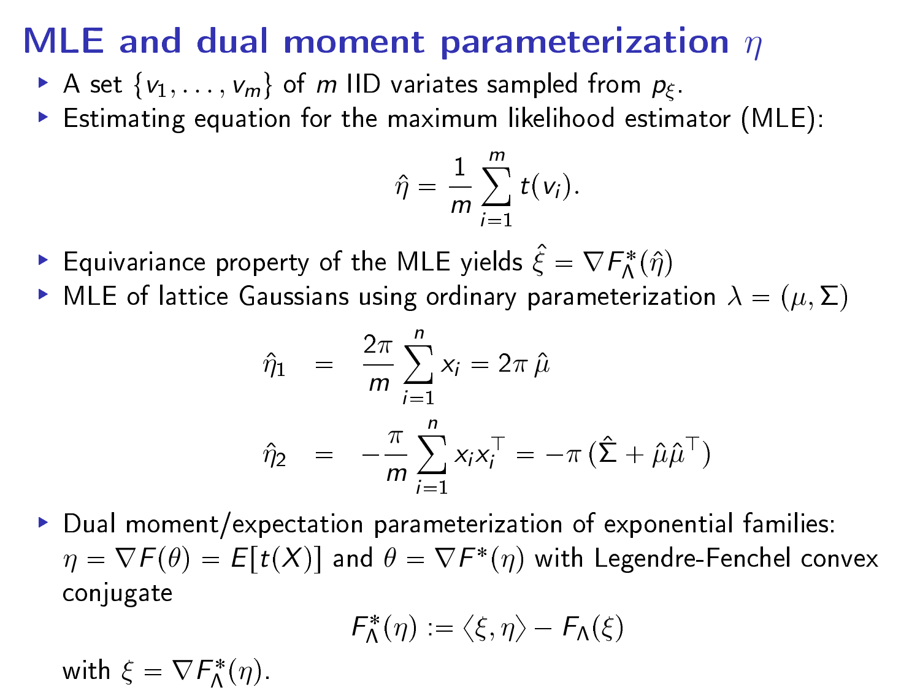# MLE and dual moment parameterization $\eta$

- A set $\{v_1, \ldots, v_m\}$ of $m$ IID variates sampled from $p_\xi$.
- Estimating equation for the maximum likelihood estimator (MLE):

$$\hat{\eta} = \frac{1}{m} \sum_{i=1}^{m} t(v_i).$$

- Equivariance property of the MLE yields $\hat{\xi} = \nabla F^*_\Lambda(\hat{\eta})$
- MLE of lattice Gaussians using ordinary parameterization $\lambda = (\mu, \Sigma)$

$$\begin{aligned}
\hat{\eta}_1 &= \frac{2\pi}{m} \sum_{i=1}^{n} x_i = 2\pi\, \hat{\mu} \\
\hat{\eta}_2 &= -\frac{\pi}{m} \sum_{i=1}^{n} x_i x_i^\top = -\pi\, (\hat{\Sigma} + \hat{\mu}\hat{\mu}^\top)
\end{aligned}$$

- Dual moment/expectation parameterization of exponential families: $\eta = \nabla F(\theta) = E[t(X)]$ and $\theta = \nabla F^*(\eta)$ with Legendre-Fenchel convex conjugate

$$F^*_\Lambda(\eta) := \langle \xi, \eta \rangle - F_\Lambda(\xi)$$

with $\xi = \nabla F^*_\Lambda(\eta)$.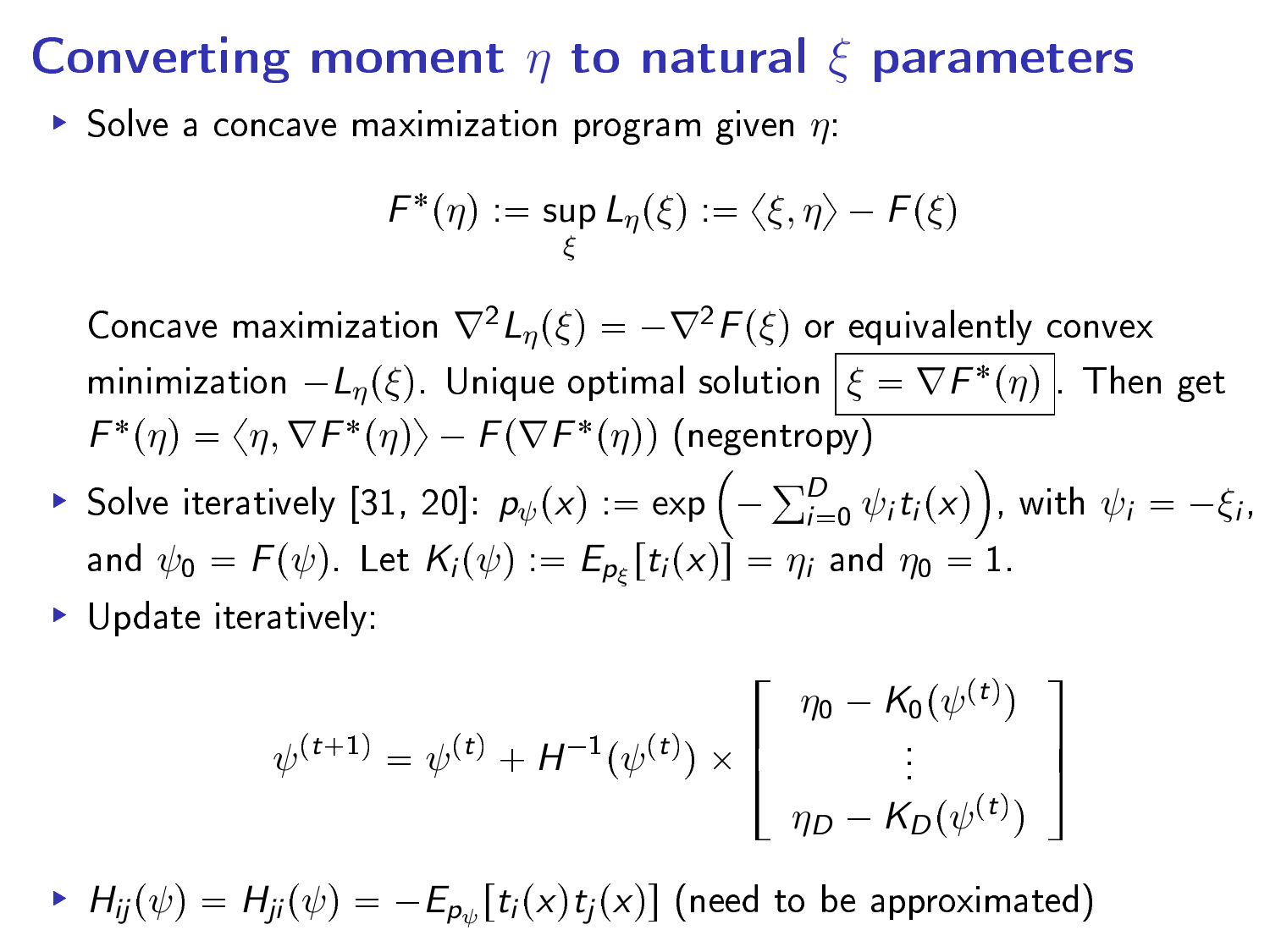# Converting moment $\eta$ to natural $\xi$ parameters

- Solve a concave maximization program given $\eta$:

$$F^*(\eta) := \sup_{\xi} L_\eta(\xi) := \langle \xi, \eta \rangle - F(\xi)$$

  Concave maximization $\nabla^2 L_\eta(\xi) = -\nabla^2 F(\xi)$ or equivalently convex minimization $-L_\eta(\xi)$. Unique optimal solution $\boxed{\xi = \nabla F^*(\eta)}$. Then get $F^*(\eta) = \langle \eta, \nabla F^*(\eta) \rangle - F(\nabla F^*(\eta))$ (negentropy)

- Solve iteratively [31, 20]: $p_\psi(x) := \exp\left(-\sum_{i=0}^{D} \psi_i t_i(x)\right)$, with $\psi_i = -\xi_i$, and $\psi_0 = F(\psi)$. Let $K_i(\psi) := E_{p_\xi}[t_i(x)] = \eta_i$ and $\eta_0 = 1$.
- Update iteratively:

$$\psi^{(t+1)} = \psi^{(t)} + H^{-1}(\psi^{(t)}) \times \begin{bmatrix} \eta_0 - K_0(\psi^{(t)}) \\ \vdots \\ \eta_D - K_D(\psi^{(t)}) \end{bmatrix}$$

- $H_{ij}(\psi) = H_{ji}(\psi) = -E_{p_\psi}[t_i(x) t_j(x)]$ (need to be approximated)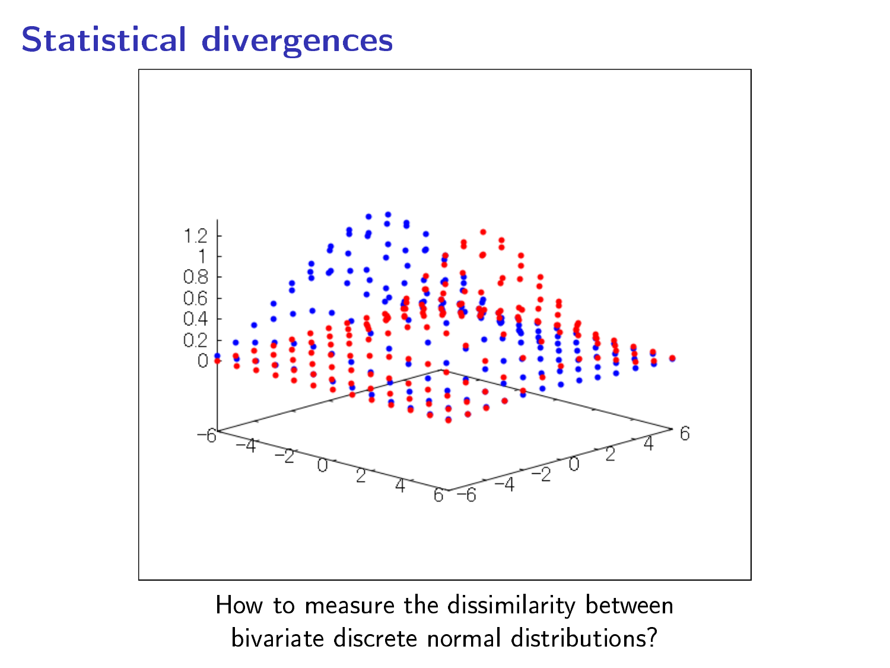# Statistical divergences

How to measure the dissimilarity between bivariate discrete normal distributions?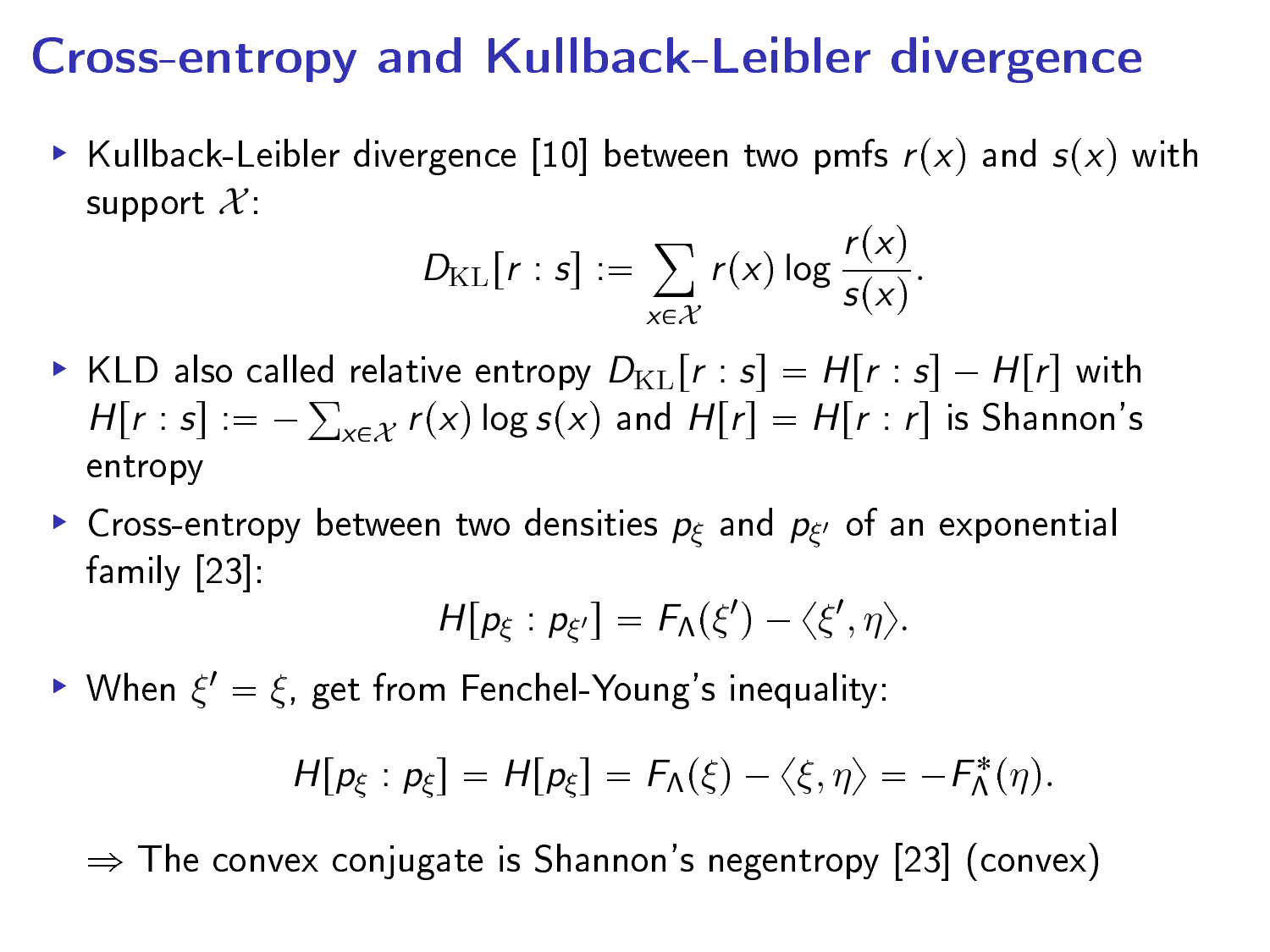# Cross-entropy and Kullback-Leibler divergence

- Kullback-Leibler divergence [10] between two pmfs $r(x)$ and $s(x)$ with support $\mathcal{X}$:

$$D_{\mathrm{KL}}[r:s] := \sum_{x \in \mathcal{X}} r(x) \log \frac{r(x)}{s(x)}.$$

- KLD also called relative entropy $D_{\mathrm{KL}}[r:s] = H[r:s] - H[r]$ with $H[r:s] := -\sum_{x \in \mathcal{X}} r(x) \log s(x)$ and $H[r] = H[r:r]$ is Shannon's entropy
- Cross-entropy between two densities $p_\xi$ and $p_{\xi'}$ of an exponential family [23]:

$$H[p_\xi : p_{\xi'}] = F_\Lambda(\xi') - \langle \xi', \eta \rangle.$$

- When $\xi' = \xi$, get from Fenchel-Young's inequality:

$$H[p_\xi : p_\xi] = H[p_\xi] = F_\Lambda(\xi) - \langle \xi, \eta \rangle = -F_\Lambda^*(\eta).$$

$\Rightarrow$ The convex conjugate is Shannon's negentropy [23] (convex)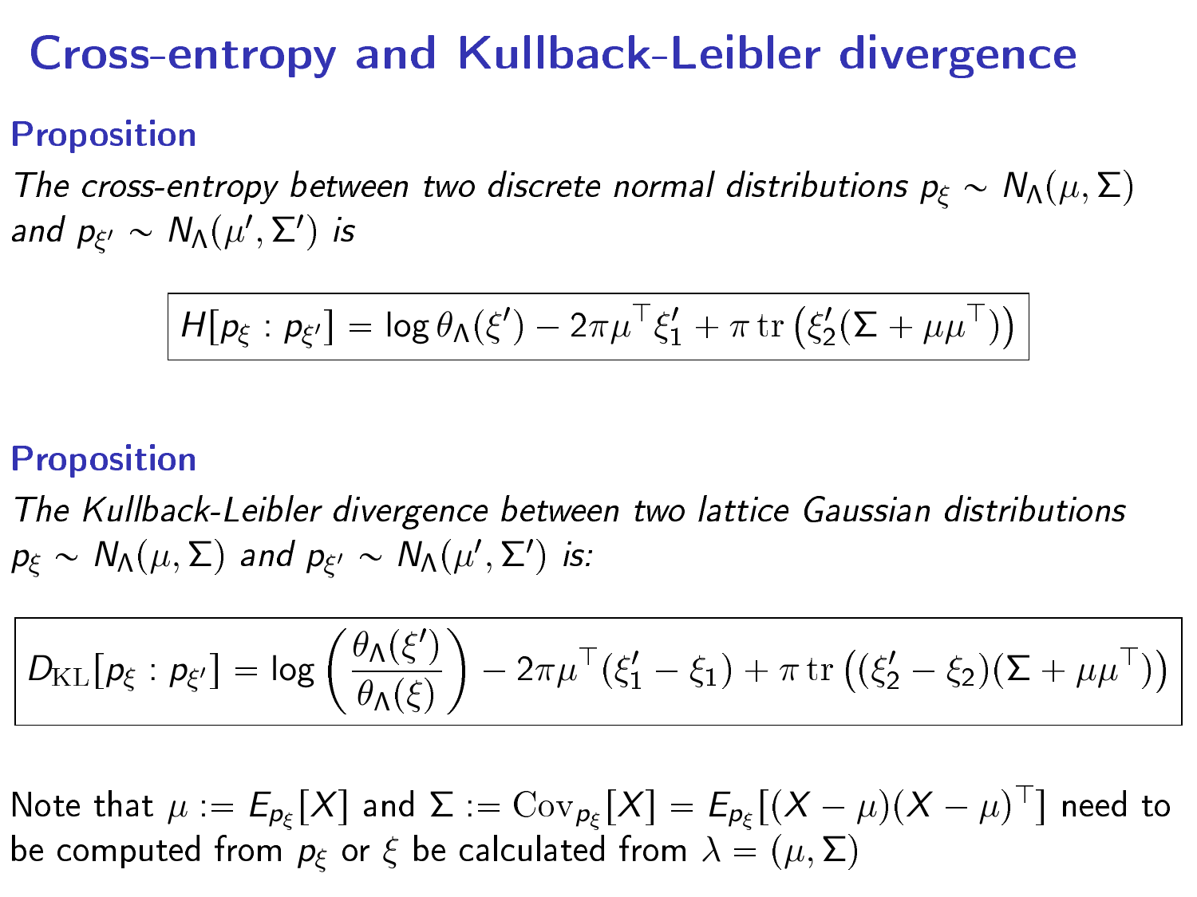# Cross-entropy and Kullback-Leibler divergence

**Proposition**

*The cross-entropy between two discrete normal distributions $p_\xi \sim N_\Lambda(\mu, \Sigma)$ and $p_{\xi'} \sim N_\Lambda(\mu', \Sigma')$ is*

$$H[p_\xi : p_{\xi'}] = \log \theta_\Lambda(\xi') - 2\pi \mu^\top \xi'_1 + \pi \operatorname{tr}\left(\xi'_2(\Sigma + \mu\mu^\top)\right)$$

**Proposition**

*The Kullback-Leibler divergence between two lattice Gaussian distributions $p_\xi \sim N_\Lambda(\mu, \Sigma)$ and $p_{\xi'} \sim N_\Lambda(\mu', \Sigma')$ is:*

$$D_{\mathrm{KL}}[p_\xi : p_{\xi'}] = \log\left(\frac{\theta_\Lambda(\xi')}{\theta_\Lambda(\xi)}\right) - 2\pi\mu^\top(\xi'_1 - \xi_1) + \pi \operatorname{tr}\left((\xi'_2 - \xi_2)(\Sigma + \mu\mu^\top)\right)$$

Note that $\mu := E_{p_\xi}[X]$ and $\Sigma := \mathrm{Cov}_{p_\xi}[X] = E_{p_\xi}[(X-\mu)(X-\mu)^\top]$ need to be computed from $p_\xi$ or $\xi$ be calculated from $\lambda = (\mu, \Sigma)$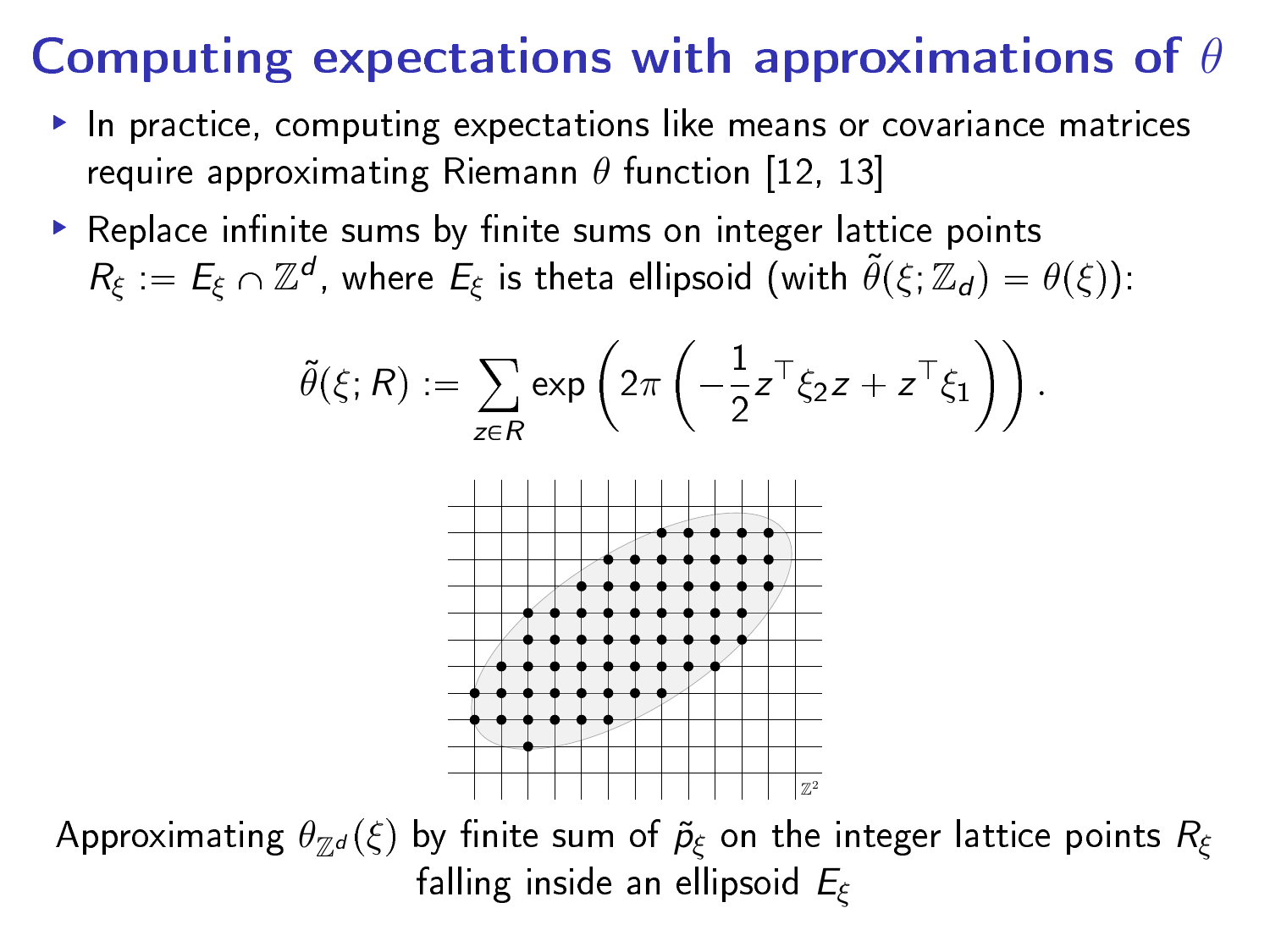# Computing expectations with approximations of $\theta$

- In practice, computing expectations like means or covariance matrices require approximating Riemann $\theta$ function [12, 13]
- Replace infinite sums by finite sums on integer lattice points $R_\xi := E_\xi \cap \mathbb{Z}^d$, where $E_\xi$ is theta ellipsoid (with $\tilde{\theta}(\xi; \mathbb{Z}_d) = \theta(\xi)$):

$$\tilde{\theta}(\xi; R) := \sum_{z \in R} \exp\left(2\pi\left(-\frac{1}{2} z^\top \xi_2 z + z^\top \xi_1\right)\right).$$

Approximating $\theta_{\mathbb{Z}^d}(\xi)$ by finite sum of $\tilde{p}_\xi$ on the integer lattice points $R_\xi$ falling inside an ellipsoid $E_\xi$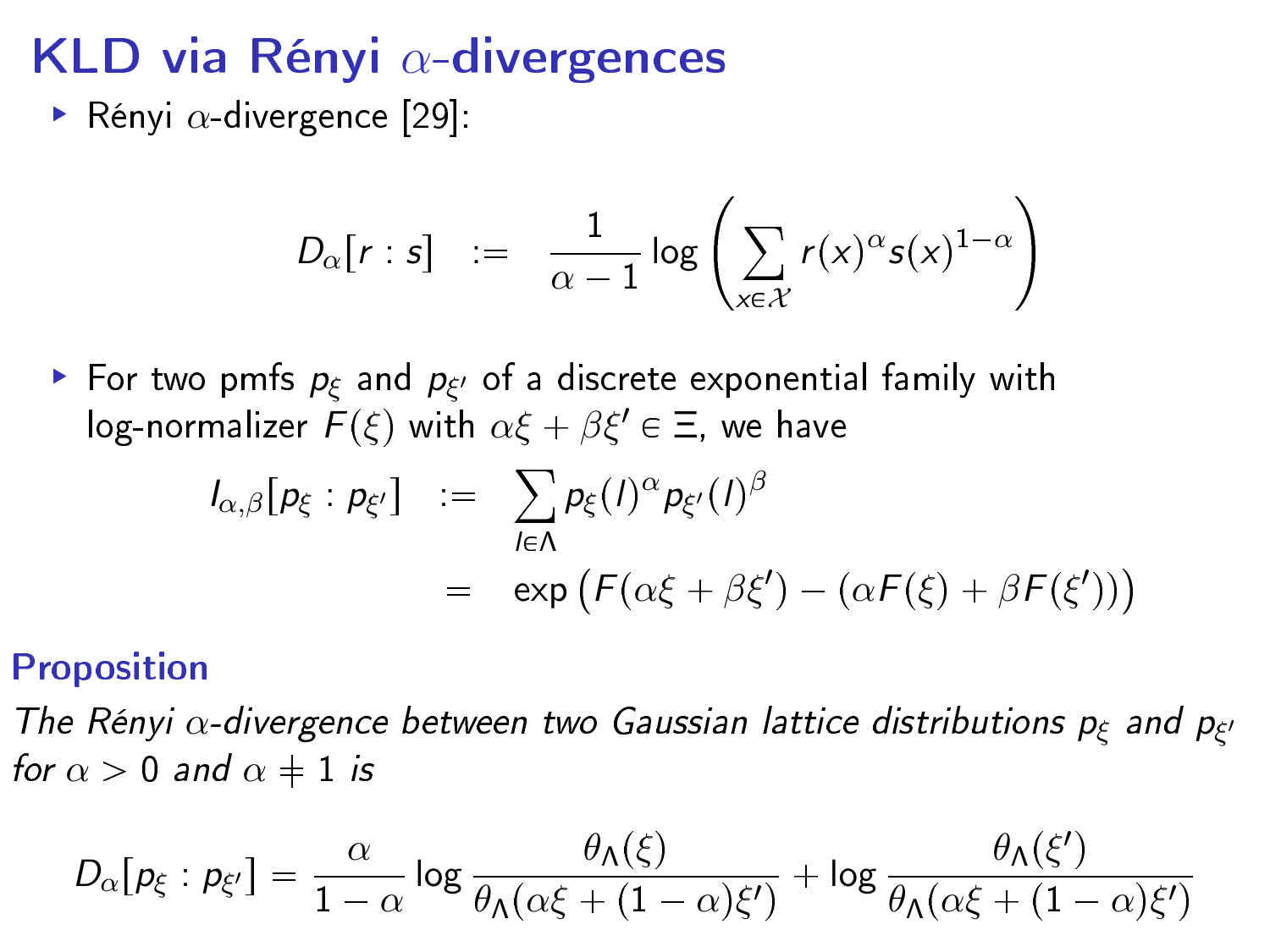# KLD via Rényi $\alpha$-divergences

- Rényi $\alpha$-divergence [29]:

$$D_\alpha[r:s] \quad := \quad \frac{1}{\alpha - 1} \log \left( \sum_{x \in \mathcal{X}} r(x)^\alpha s(x)^{1-\alpha} \right)$$

- For two pmfs $p_\xi$ and $p_{\xi'}$ of a discrete exponential family with log-normalizer $F(\xi)$ with $\alpha\xi + \beta\xi' \in \Xi$, we have

$$\begin{aligned} I_{\alpha,\beta}[p_\xi : p_{\xi'}] &:= \sum_{l \in \Lambda} p_\xi(l)^\alpha p_{\xi'}(l)^\beta \\ &= \exp\left(F(\alpha\xi + \beta\xi') - (\alpha F(\xi) + \beta F(\xi'))\right) \end{aligned}$$

### Proposition

*The Rényi $\alpha$-divergence between two Gaussian lattice distributions $p_\xi$ and $p_{\xi'}$ for $\alpha > 0$ and $\alpha \neq 1$ is*

$$D_\alpha[p_\xi : p_{\xi'}] = \frac{\alpha}{1-\alpha} \log \frac{\theta_\Lambda(\xi)}{\theta_\Lambda(\alpha\xi + (1-\alpha)\xi')} + \log \frac{\theta_\Lambda(\xi')}{\theta_\Lambda(\alpha\xi + (1-\alpha)\xi')}$$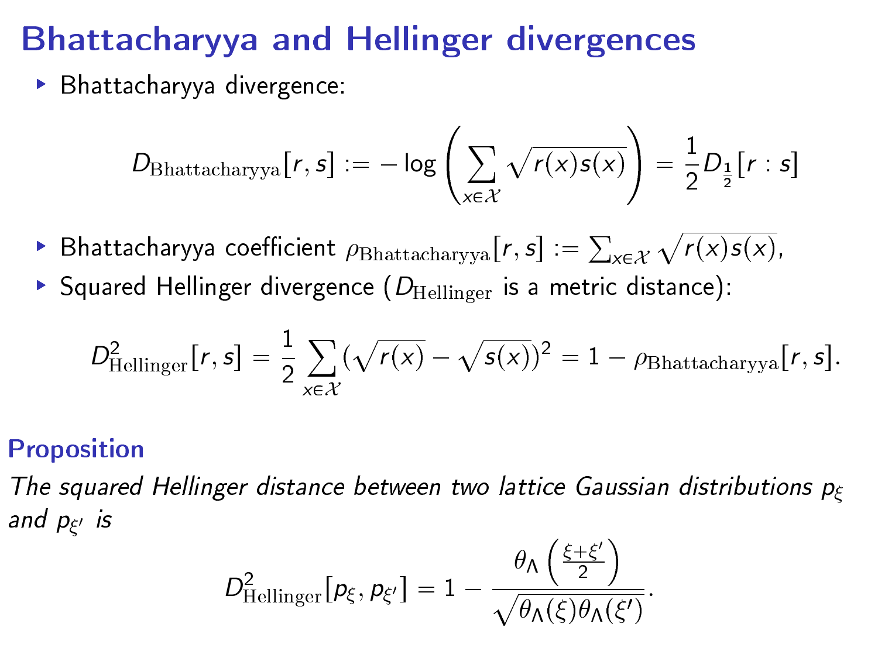# Bhattacharyya and Hellinger divergences

- Bhattacharyya divergence:

$$D_{\mathrm{Bhattacharyya}}[r, s] := -\log\left(\sum_{x \in \mathcal{X}} \sqrt{r(x)s(x)}\right) = \frac{1}{2} D_{\frac{1}{2}}[r : s]$$

- Bhattacharyya coefficient $\rho_{\mathrm{Bhattacharyya}}[r, s] := \sum_{x \in \mathcal{X}} \sqrt{r(x)s(x)}$,
- Squared Hellinger divergence ($D_{\mathrm{Hellinger}}$ is a metric distance):

$$D^2_{\mathrm{Hellinger}}[r, s] = \frac{1}{2} \sum_{x \in \mathcal{X}} (\sqrt{r(x)} - \sqrt{s(x)})^2 = 1 - \rho_{\mathrm{Bhattacharyya}}[r, s].$$

## Proposition

*The squared Hellinger distance between two lattice Gaussian distributions $p_\xi$ and $p_{\xi'}$ is*

$$D^2_{\mathrm{Hellinger}}[p_\xi, p_{\xi'}] = 1 - \frac{\theta_\Lambda\left(\frac{\xi + \xi'}{2}\right)}{\sqrt{\theta_\Lambda(\xi)\theta_\Lambda(\xi')}}.$$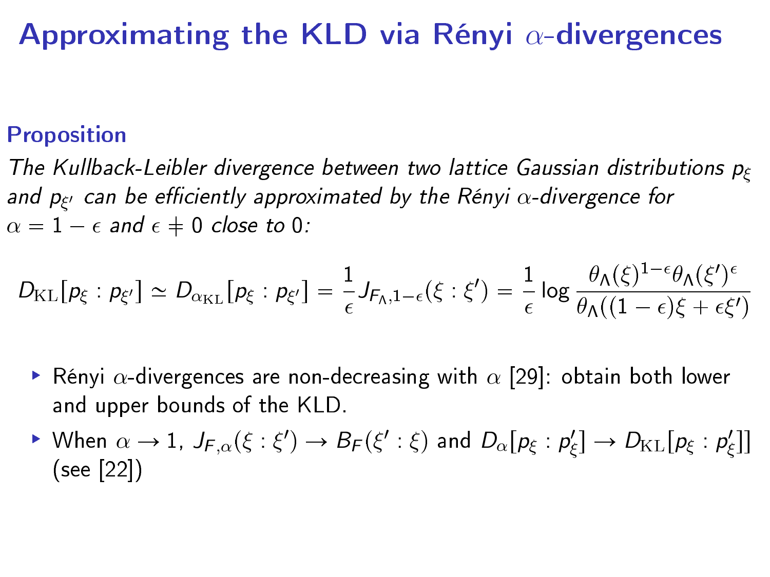# Approximating the KLD via Rényi $\alpha$-divergences

**Proposition**

*The Kullback-Leibler divergence between two lattice Gaussian distributions $p_\xi$ and $p_{\xi'}$ can be efficiently approximated by the Rényi $\alpha$-divergence for $\alpha = 1 - \epsilon$ and $\epsilon \neq 0$ close to 0:*

$$D_{\mathrm{KL}}[p_\xi : p_{\xi'}] \simeq D_{\alpha_{\mathrm{KL}}}[p_\xi : p_{\xi'}] = \frac{1}{\epsilon} J_{F_\Lambda, 1-\epsilon}(\xi : \xi') = \frac{1}{\epsilon} \log \frac{\theta_\Lambda(\xi)^{1-\epsilon} \theta_\Lambda(\xi')^{\epsilon}}{\theta_\Lambda((1-\epsilon)\xi + \epsilon\xi')}$$

- Rényi $\alpha$-divergences are non-decreasing with $\alpha$ [29]: obtain both lower and upper bounds of the KLD.
- When $\alpha \to 1$, $J_{F,\alpha}(\xi : \xi') \to B_F(\xi' : \xi)$ and $D_\alpha[p_\xi : p'_\xi] \to D_{\mathrm{KL}}[p_\xi : p'_\xi]]$ (see [22])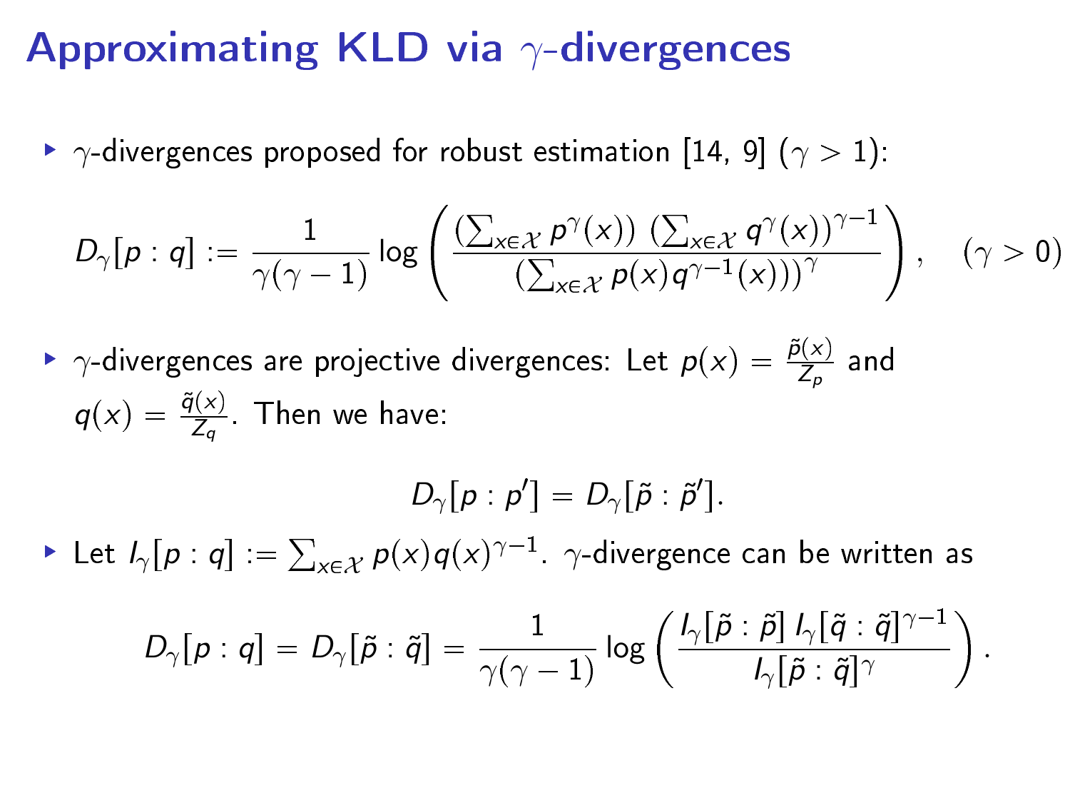# Approximating KLD via $\gamma$-divergences

- $\gamma$-divergences proposed for robust estimation [14, 9] ($\gamma > 1$):

$$D_\gamma[p:q] := \frac{1}{\gamma(\gamma-1)} \log \left( \frac{\left(\sum_{x\in\mathcal{X}} p^\gamma(x)\right) \left(\sum_{x\in\mathcal{X}} q^\gamma(x)\right)^{\gamma-1}}{\left(\sum_{x\in\mathcal{X}} p(x) q^{\gamma-1}(x)\right)^\gamma} \right), \quad (\gamma > 0)$$

- $\gamma$-divergences are projective divergences: Let $p(x) = \frac{\tilde{p}(x)}{Z_p}$ and $q(x) = \frac{\tilde{q}(x)}{Z_q}$. Then we have:

$$D_\gamma[p:p'] = D_\gamma[\tilde{p}:\tilde{p}'].$$

- Let $I_\gamma[p:q] := \sum_{x\in\mathcal{X}} p(x) q(x)^{\gamma-1}$. $\gamma$-divergence can be written as

$$D_\gamma[p:q] = D_\gamma[\tilde{p}:\tilde{q}] = \frac{1}{\gamma(\gamma-1)} \log \left( \frac{I_\gamma[\tilde{p}:\tilde{p}]\, I_\gamma[\tilde{q}:\tilde{q}]^{\gamma-1}}{I_\gamma[\tilde{p}:\tilde{q}]^\gamma} \right).$$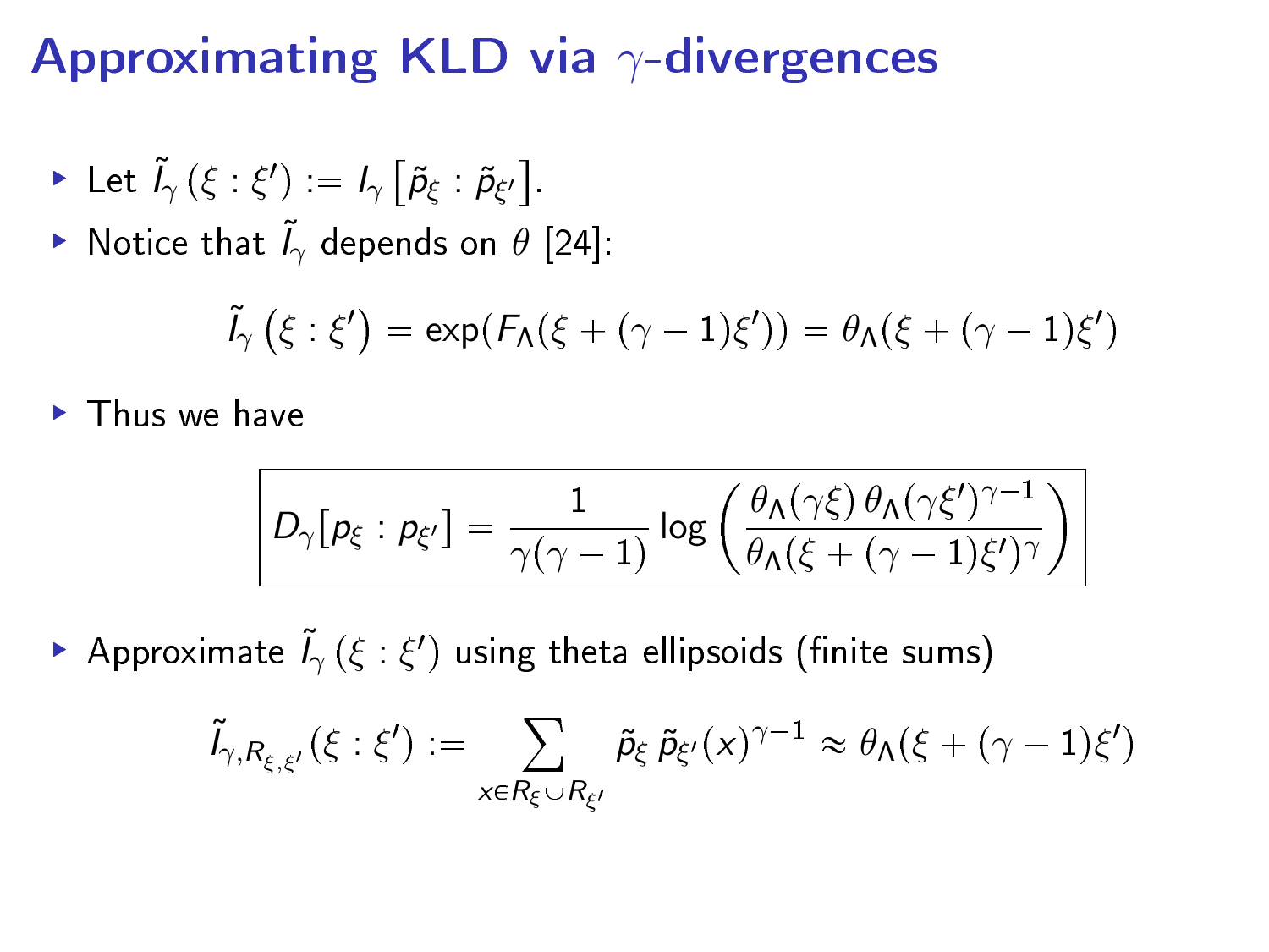# Approximating KLD via $\gamma$-divergences

- Let $\tilde{I}_\gamma(\xi : \xi') := I_\gamma\left[\tilde{p}_\xi : \tilde{p}_{\xi'}\right]$.
- Notice that $\tilde{I}_\gamma$ depends on $\theta$ [24]:

$$\tilde{I}_\gamma\left(\xi : \xi'\right) = \exp(F_\Lambda(\xi + (\gamma - 1)\xi')) = \theta_\Lambda(\xi + (\gamma - 1)\xi')$$

- Thus we have

$$\boxed{D_\gamma[p_\xi : p_{\xi'}] = \frac{1}{\gamma(\gamma - 1)} \log\left(\frac{\theta_\Lambda(\gamma\xi)\,\theta_\Lambda(\gamma\xi')^{\gamma-1}}{\theta_\Lambda(\xi + (\gamma - 1)\xi')^\gamma}\right)}$$

- Approximate $\tilde{I}_\gamma(\xi : \xi')$ using theta ellipsoids (finite sums)

$$\tilde{I}_{\gamma, R_{\xi,\xi'}}(\xi : \xi') := \sum_{x \in R_\xi \cup R_{\xi'}} \tilde{p}_\xi\, \tilde{p}_{\xi'}(x)^{\gamma-1} \approx \theta_\Lambda(\xi + (\gamma - 1)\xi')$$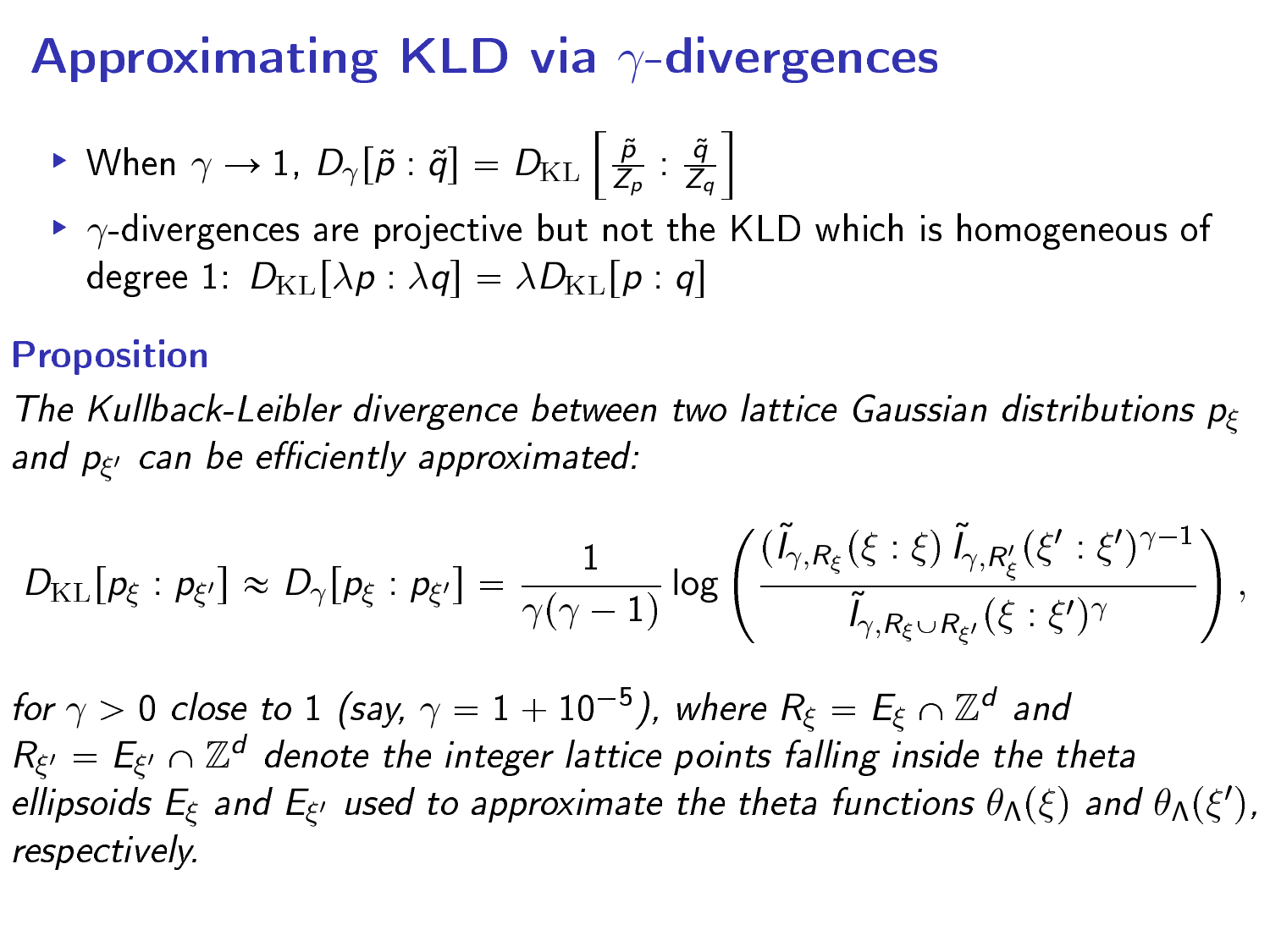# Approximating KLD via $\gamma$-divergences

- When $\gamma \to 1$, $D_\gamma[\tilde{p} : \tilde{q}] = D_{\mathrm{KL}}\left[\frac{\tilde{p}}{Z_p} : \frac{\tilde{q}}{Z_q}\right]$
- $\gamma$-divergences are projective but not the KLD which is homogeneous of degree 1: $D_{\mathrm{KL}}[\lambda p : \lambda q] = \lambda D_{\mathrm{KL}}[p : q]$

## Proposition

*The Kullback-Leibler divergence between two lattice Gaussian distributions $p_\xi$ and $p_{\xi'}$ can be efficiently approximated:*

$$D_{\mathrm{KL}}[p_\xi : p_{\xi'}] \approx D_\gamma[p_\xi : p_{\xi'}] = \frac{1}{\gamma(\gamma-1)} \log\left(\frac{(\tilde{I}_{\gamma,R_\xi}(\xi : \xi)\, \tilde{I}_{\gamma,R'_\xi}(\xi' : \xi')^{\gamma-1}}{\tilde{I}_{\gamma,R_\xi \cup R_{\xi'}}(\xi : \xi')^{\gamma}}\right),$$

*for $\gamma > 0$ close to 1 (say, $\gamma = 1 + 10^{-5}$), where $R_\xi = E_\xi \cap \mathbb{Z}^d$ and $R_{\xi'} = E_{\xi'} \cap \mathbb{Z}^d$ denote the integer lattice points falling inside the theta ellipsoids $E_\xi$ and $E_{\xi'}$ used to approximate the theta functions $\theta_\Lambda(\xi)$ and $\theta_\Lambda(\xi')$, respectively.*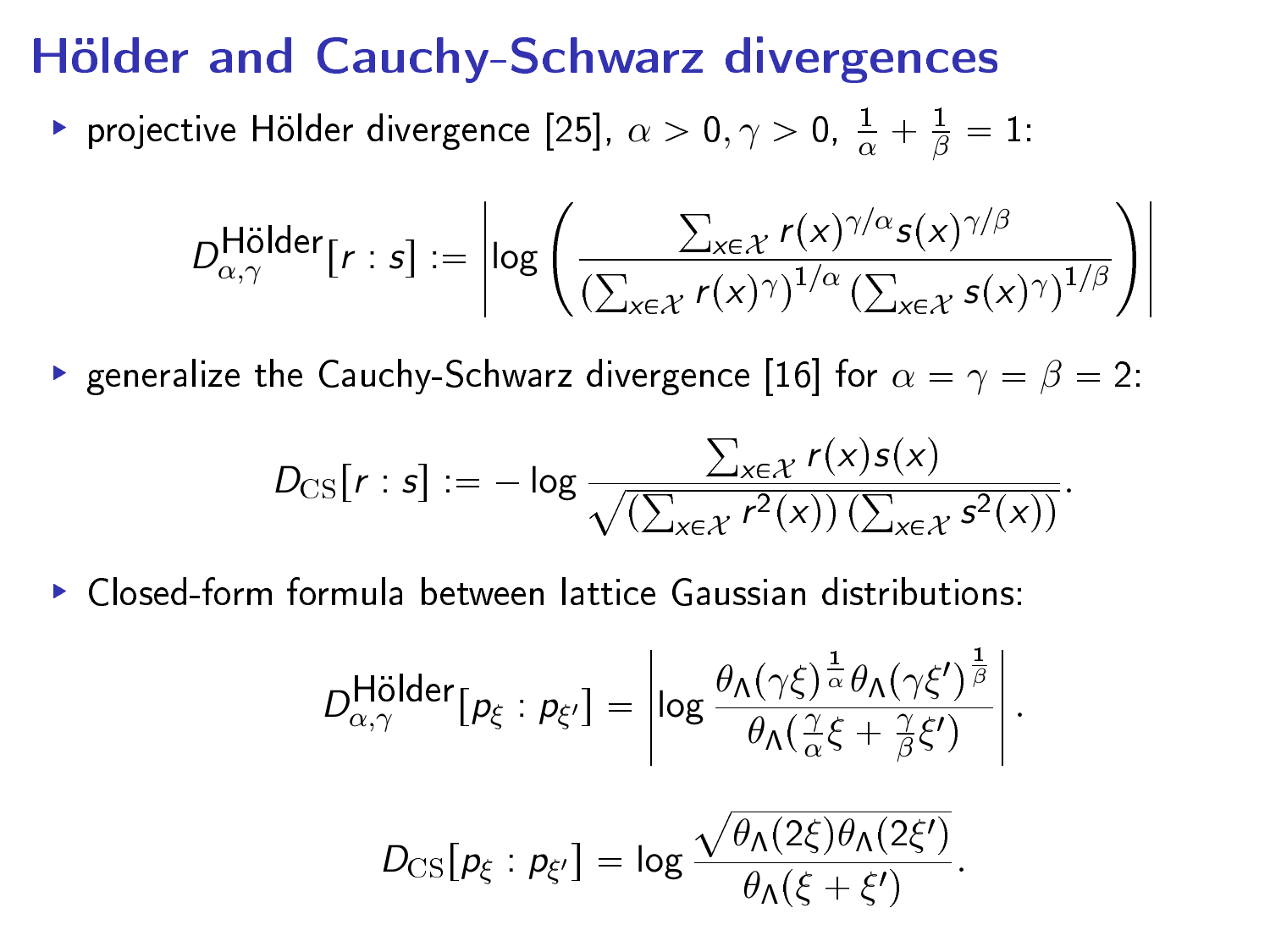# Hölder and Cauchy-Schwarz divergences

- projective Hölder divergence [25], $\alpha > 0, \gamma > 0$, $\frac{1}{\alpha} + \frac{1}{\beta} = 1$:

$$D^{\text{Hölder}}_{\alpha,\gamma}[r : s] := \left| \log \left( \frac{\sum_{x\in\mathcal{X}} r(x)^{\gamma/\alpha} s(x)^{\gamma/\beta}}{\left(\sum_{x\in\mathcal{X}} r(x)^{\gamma}\right)^{1/\alpha} \left(\sum_{x\in\mathcal{X}} s(x)^{\gamma}\right)^{1/\beta}} \right) \right|$$

- generalize the Cauchy-Schwarz divergence [16] for $\alpha = \gamma = \beta = 2$:

$$D_{\mathrm{CS}}[r : s] := -\log \frac{\sum_{x\in\mathcal{X}} r(x)s(x)}{\sqrt{\left(\sum_{x\in\mathcal{X}} r^2(x)\right)\left(\sum_{x\in\mathcal{X}} s^2(x)\right)}}.$$

- Closed-form formula between lattice Gaussian distributions:

$$D^{\text{Hölder}}_{\alpha,\gamma}[p_\xi : p_{\xi'}] = \left| \log \frac{\theta_\Lambda(\gamma\xi)^{\frac{1}{\alpha}} \theta_\Lambda(\gamma\xi')^{\frac{1}{\beta}}}{\theta_\Lambda(\frac{\gamma}{\alpha}\xi + \frac{\gamma}{\beta}\xi')} \right|.$$

$$D_{\mathrm{CS}}[p_\xi : p_{\xi'}] = \log \frac{\sqrt{\theta_\Lambda(2\xi)\theta_\Lambda(2\xi')}}{\theta_\Lambda(\xi + \xi')}.$$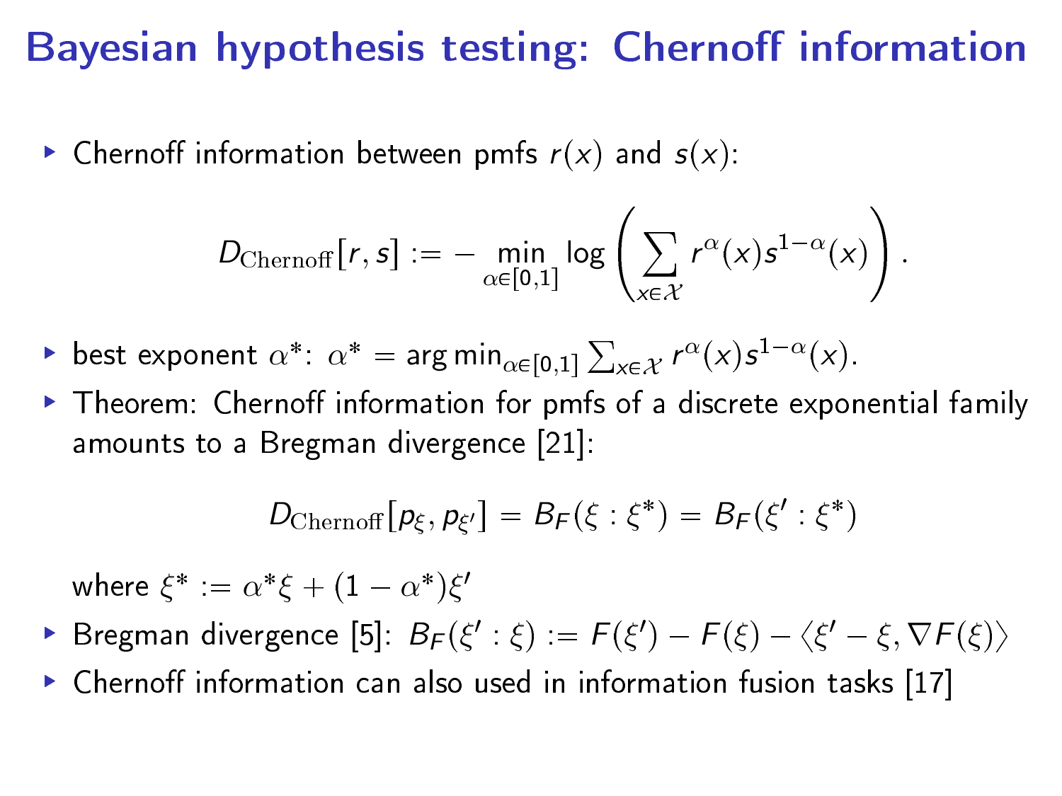# Bayesian hypothesis testing: Chernoff information

- Chernoff information between pmfs $r(x)$ and $s(x)$:

$$D_{\mathrm{Chernoff}}[r, s] := -\min_{\alpha \in [0,1]} \log \left( \sum_{x \in \mathcal{X}} r^{\alpha}(x) s^{1-\alpha}(x) \right).$$

- best exponent $\alpha^*$: $\alpha^* = \arg\min_{\alpha \in [0,1]} \sum_{x \in \mathcal{X}} r^{\alpha}(x) s^{1-\alpha}(x)$.
- Theorem: Chernoff information for pmfs of a discrete exponential family amounts to a Bregman divergence [21]:

$$D_{\mathrm{Chernoff}}[p_{\xi}, p_{\xi'}] = B_F(\xi : \xi^*) = B_F(\xi' : \xi^*)$$

  where $\xi^* := \alpha^* \xi + (1 - \alpha^*) \xi'$
- Bregman divergence [5]: $B_F(\xi' : \xi) := F(\xi') - F(\xi) - \langle \xi' - \xi, \nabla F(\xi) \rangle$
- Chernoff information can also used in information fusion tasks [17]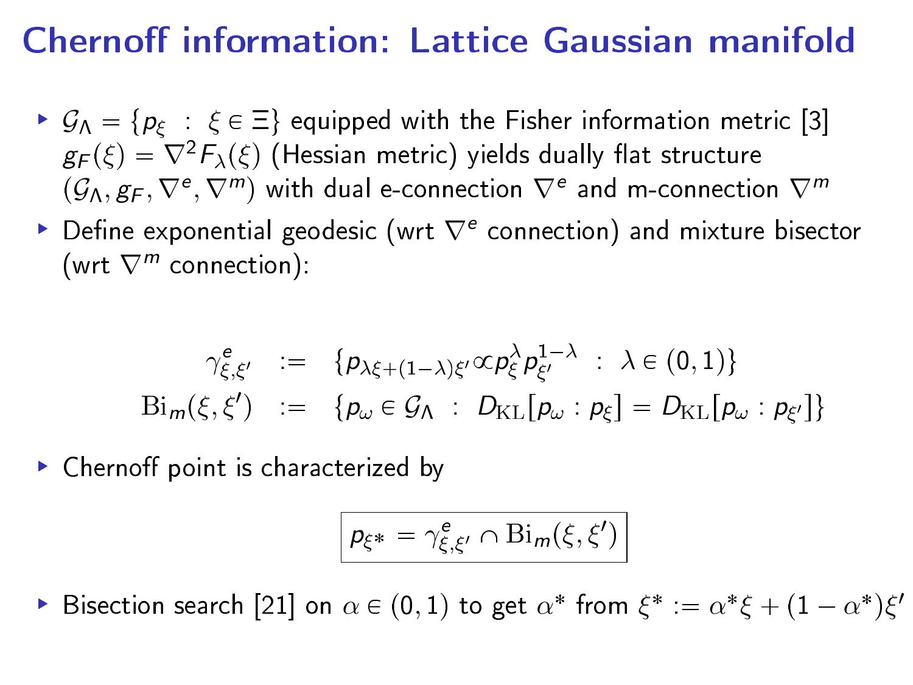# Chernoff information: Lattice Gaussian manifold

- $\mathcal{G}_\Lambda = \{p_\xi \ : \ \xi \in \Xi\}$ equipped with the Fisher information metric [3] $g_F(\xi) = \nabla^2 F_\lambda(\xi)$ (Hessian metric) yields dually flat structure $(\mathcal{G}_\Lambda, g_F, \nabla^e, \nabla^m)$ with dual e-connection $\nabla^e$ and m-connection $\nabla^m$
- Define exponential geodesic (wrt $\nabla^e$ connection) and mixture bisector (wrt $\nabla^m$ connection):

$$
\begin{aligned}
\gamma^e_{\xi,\xi'} &:= \{p_{\lambda\xi+(1-\lambda)\xi'} \propto p_\xi^\lambda p_{\xi'}^{1-\lambda} \ : \ \lambda \in (0,1)\} \\
\mathrm{Bi}_m(\xi,\xi') &:= \{p_\omega \in \mathcal{G}_\Lambda \ : \ D_{\mathrm{KL}}[p_\omega : p_\xi] = D_{\mathrm{KL}}[p_\omega : p_{\xi'}]\}
\end{aligned}
$$

- Chernoff point is characterized by

$$
\boxed{p_{\xi*} = \gamma^e_{\xi,\xi'} \cap \mathrm{Bi}_m(\xi,\xi')}
$$

- Bisection search [21] on $\alpha \in (0,1)$ to get $\alpha^*$ from $\xi^* := \alpha^*\xi + (1-\alpha^*)\xi'$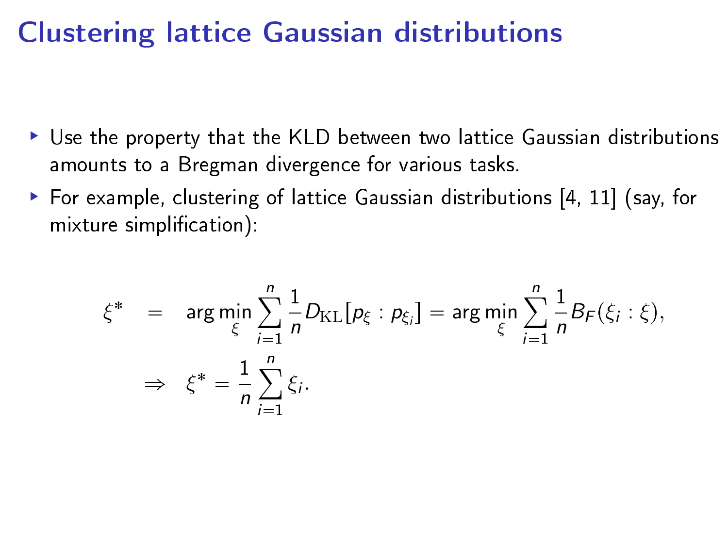# Clustering lattice Gaussian distributions

- Use the property that the KLD between two lattice Gaussian distributions amounts to a Bregman divergence for various tasks.
- For example, clustering of lattice Gaussian distributions [4, 11] (say, for mixture simplification):

$$
\begin{aligned}
\xi^* &= \arg\min_{\xi} \sum_{i=1}^{n} \frac{1}{n} D_{\mathrm{KL}}[p_{\xi} : p_{\xi_i}] = \arg\min_{\xi} \sum_{i=1}^{n} \frac{1}{n} B_F(\xi_i : \xi), \\
&\Rightarrow \quad \xi^* = \frac{1}{n} \sum_{i=1}^{n} \xi_i.
\end{aligned}
$$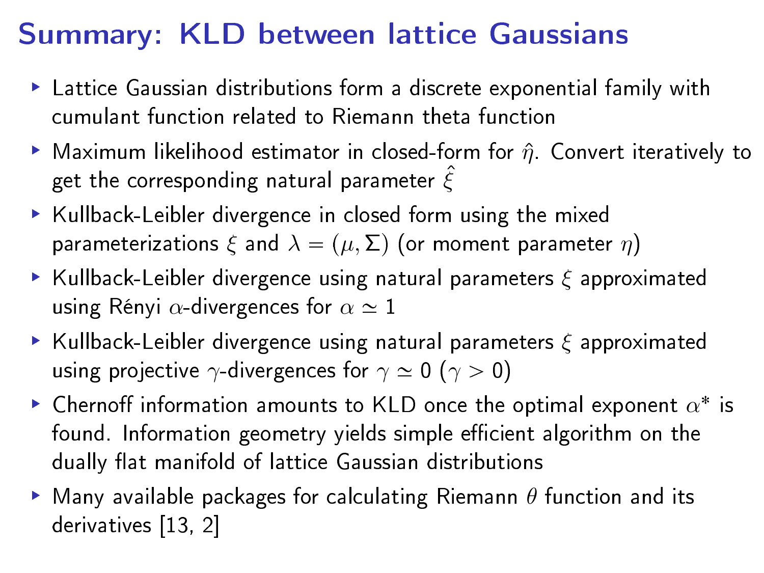# Summary: KLD between lattice Gaussians

- Lattice Gaussian distributions form a discrete exponential family with cumulant function related to Riemann theta function
- Maximum likelihood estimator in closed-form for $\hat{\eta}$. Convert iteratively to get the corresponding natural parameter $\hat{\xi}$
- Kullback-Leibler divergence in closed form using the mixed parameterizations $\xi$ and $\lambda = (\mu, \Sigma)$ (or moment parameter $\eta$)
- Kullback-Leibler divergence using natural parameters $\xi$ approximated using Rényi $\alpha$-divergences for $\alpha \simeq 1$
- Kullback-Leibler divergence using natural parameters $\xi$ approximated using projective $\gamma$-divergences for $\gamma \simeq 0$ ($\gamma > 0$)
- Chernoff information amounts to KLD once the optimal exponent $\alpha^*$ is found. Information geometry yields simple efficient algorithm on the dually flat manifold of lattice Gaussian distributions
- Many available packages for calculating Riemann $\theta$ function and its derivatives [13, 2]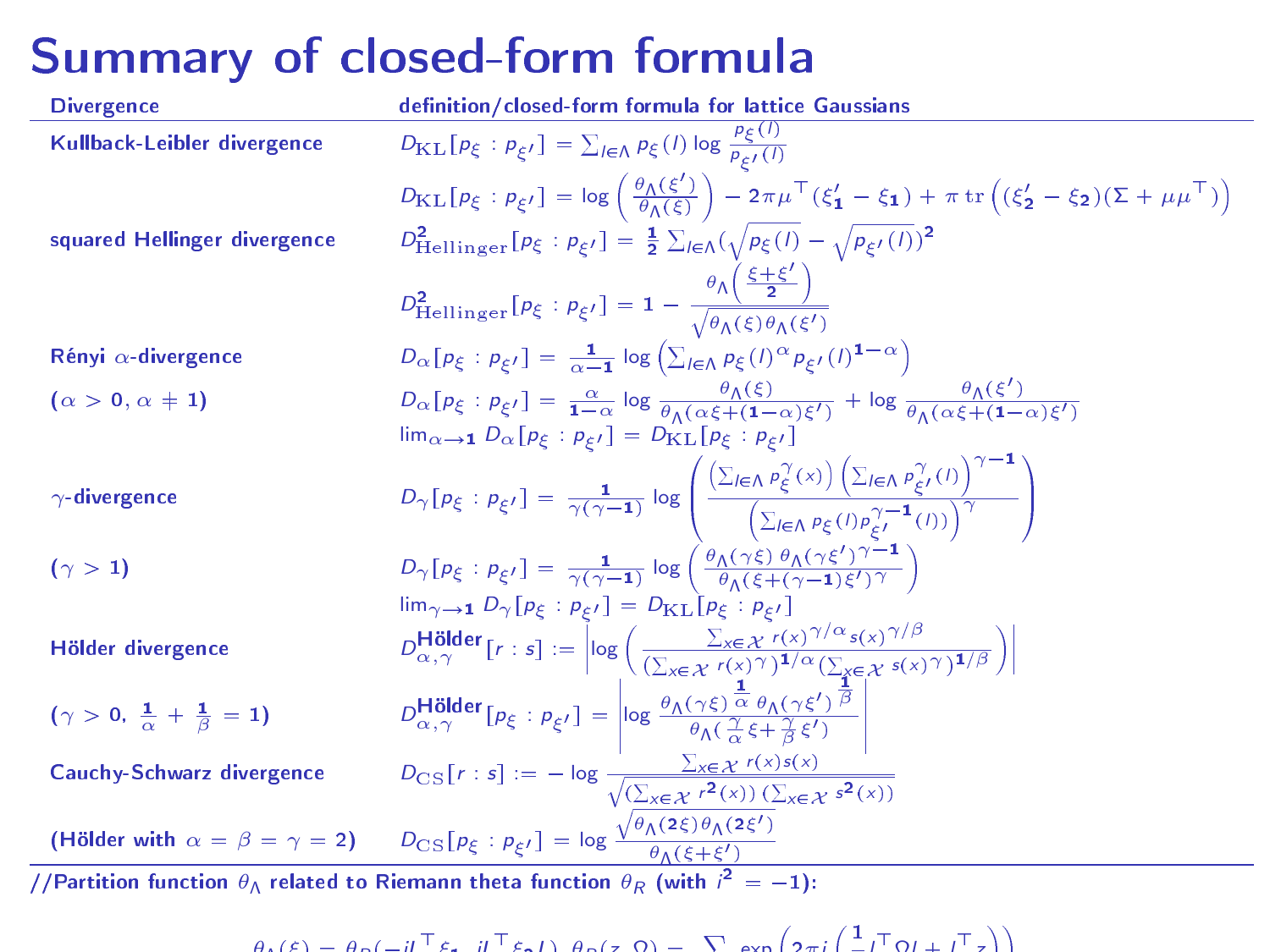# Summary of closed-form formula

| Divergence | definition/closed-form formula for lattice Gaussians |
|---|---|
| Kullback-Leibler divergence | $D_{\mathrm{KL}}[p_\xi : p_{\xi'}] = \sum_{l\in\Lambda} p_\xi(l) \log \frac{p_\xi(l)}{p_{\xi'}(l)}$ |
| | $D_{\mathrm{KL}}[p_\xi : p_{\xi'}] = \log\left(\frac{\theta_\Lambda(\xi')}{\theta_\Lambda(\xi)}\right) - 2\pi\mu^\top(\xi_1' - \xi_1) + \pi\,\mathrm{tr}\left((\xi_2' - \xi_2)(\Sigma + \mu\mu^\top)\right)$ |
| squared Hellinger divergence | $D^2_{\mathrm{Hellinger}}[p_\xi : p_{\xi'}] = \frac{1}{2}\sum_{l\in\Lambda}(\sqrt{p_\xi(l)} - \sqrt{p_{\xi'}(l)})^2$ |
| | $D^2_{\mathrm{Hellinger}}[p_\xi : p_{\xi'}] = 1 - \frac{\theta_\Lambda\left(\frac{\xi+\xi'}{2}\right)}{\sqrt{\theta_\Lambda(\xi)\theta_\Lambda(\xi')}}$ |
| Rényi $\alpha$-divergence | $D_\alpha[p_\xi : p_{\xi'}] = \frac{1}{\alpha-1}\log\left(\sum_{l\in\Lambda} p_\xi(l)^\alpha p_{\xi'}(l)^{1-\alpha}\right)$ |
| ($\alpha > 0, \alpha \neq 1$) | $D_\alpha[p_\xi : p_{\xi'}] = \frac{\alpha}{1-\alpha}\log\frac{\theta_\Lambda(\xi)}{\theta_\Lambda(\alpha\xi+(1-\alpha)\xi')} + \log\frac{\theta_\Lambda(\xi')}{\theta_\Lambda(\alpha\xi+(1-\alpha)\xi')}$ |
| | $\lim_{\alpha\to 1} D_\alpha[p_\xi : p_{\xi'}] = D_{\mathrm{KL}}[p_\xi : p_{\xi'}]$ |
| $\gamma$-divergence | $D_\gamma[p_\xi : p_{\xi'}] = \frac{1}{\gamma(\gamma-1)}\log\left(\frac{\left(\sum_{l\in\Lambda} p_\xi^\gamma(x)\right)\left(\sum_{l\in\Lambda} p_{\xi'}^\gamma(l)\right)^{\gamma-1}}{\left(\sum_{l\in\Lambda} p_\xi(l) p_{\xi'}^{\gamma-1}(l)\right)^\gamma}\right)$ |
| ($\gamma > 1$) | $D_\gamma[p_\xi : p_{\xi'}] = \frac{1}{\gamma(\gamma-1)}\log\left(\frac{\theta_\Lambda(\gamma\xi)\,\theta_\Lambda(\gamma\xi')^{\gamma-1}}{\theta_\Lambda(\xi+(\gamma-1)\xi')^\gamma}\right)$ |
| | $\lim_{\gamma\to 1} D_\gamma[p_\xi : p_{\xi'}] = D_{\mathrm{KL}}[p_\xi : p_{\xi'}]$ |
| Hölder divergence | $D^{\text{Hölder}}_{\alpha,\gamma}[r : s] := \left\lvert\log\left(\frac{\sum_{x\in\mathcal{X}} r(x)^{\gamma/\alpha} s(x)^{\gamma/\beta}}{(\sum_{x\in\mathcal{X}} r(x)^\gamma)^{1/\alpha}(\sum_{x\in\mathcal{X}} s(x)^\gamma)^{1/\beta}}\right)\right\rvert$ |
| ($\gamma > 0$, $\frac{1}{\alpha} + \frac{1}{\beta} = 1$) | $D^{\text{Hölder}}_{\alpha,\gamma}[p_\xi : p_{\xi'}] = \left\lvert\log\frac{\theta_\Lambda(\gamma\xi)^{\frac{1}{\alpha}}\,\theta_\Lambda(\gamma\xi')^{\frac{1}{\beta}}}{\theta_\Lambda(\frac{\gamma}{\alpha}\xi + \frac{\gamma}{\beta}\xi')}\right\rvert$ |
| Cauchy-Schwarz divergence | $D_{\mathrm{CS}}[r : s] := -\log\frac{\sum_{x\in\mathcal{X}} r(x)s(x)}{\sqrt{(\sum_{x\in\mathcal{X}} r^2(x))\,(\sum_{x\in\mathcal{X}} s^2(x))}}$ |
| (Hölder with $\alpha = \beta = \gamma = 2$) | $D_{\mathrm{CS}}[p_\xi : p_{\xi'}] = \log\frac{\sqrt{\theta_\Lambda(2\xi)\theta_\Lambda(2\xi')}}{\theta_\Lambda(\xi+\xi')}$ |

//Partition function $\theta_\Lambda$ related to Riemann theta function $\theta_R$ (with $i^2 = -1$):

$$\theta_\Lambda(\xi) = \theta_R(-iL^\top\xi_1, iL^\top\xi_2 L),\quad \theta_R(z,\Omega) = \sum \exp\left(2\pi i\left(\frac{1}{2}l^\top\Omega l + l^\top z\right)\right)$$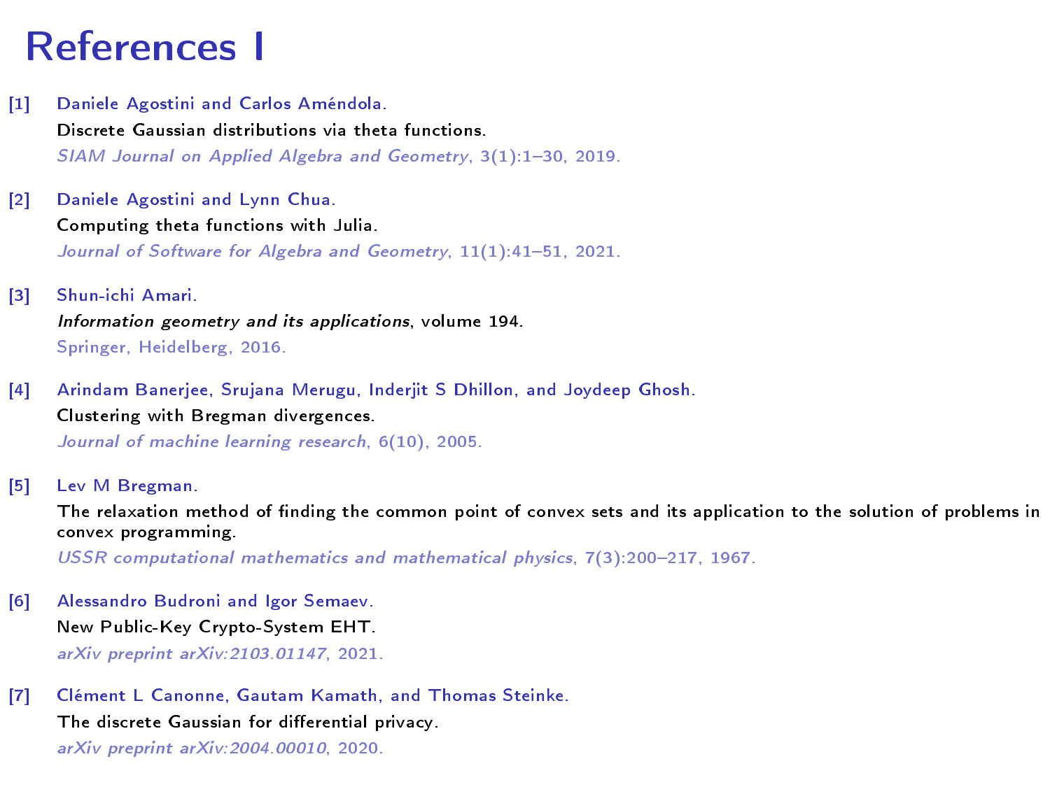# References I

[1] Daniele Agostini and Carlos Améndola.
Discrete Gaussian distributions via theta functions.
*SIAM Journal on Applied Algebra and Geometry*, 3(1):1–30, 2019.

[2] Daniele Agostini and Lynn Chua.
Computing theta functions with Julia.
*Journal of Software for Algebra and Geometry*, 11(1):41–51, 2021.

[3] Shun-ichi Amari.
*Information geometry and its applications*, volume 194.
Springer, Heidelberg, 2016.

[4] Arindam Banerjee, Srujana Merugu, Inderjit S Dhillon, and Joydeep Ghosh.
Clustering with Bregman divergences.
*Journal of machine learning research*, 6(10), 2005.

[5] Lev M Bregman.
The relaxation method of finding the common point of convex sets and its application to the solution of problems in convex programming.
*USSR computational mathematics and mathematical physics*, 7(3):200–217, 1967.

[6] Alessandro Budroni and Igor Semaev.
New Public-Key Crypto-System EHT.
*arXiv preprint arXiv:2103.01147*, 2021.

[7] Clément L Canonne, Gautam Kamath, and Thomas Steinke.
The discrete Gaussian for differential privacy.
*arXiv preprint arXiv:2004.00010*, 2020.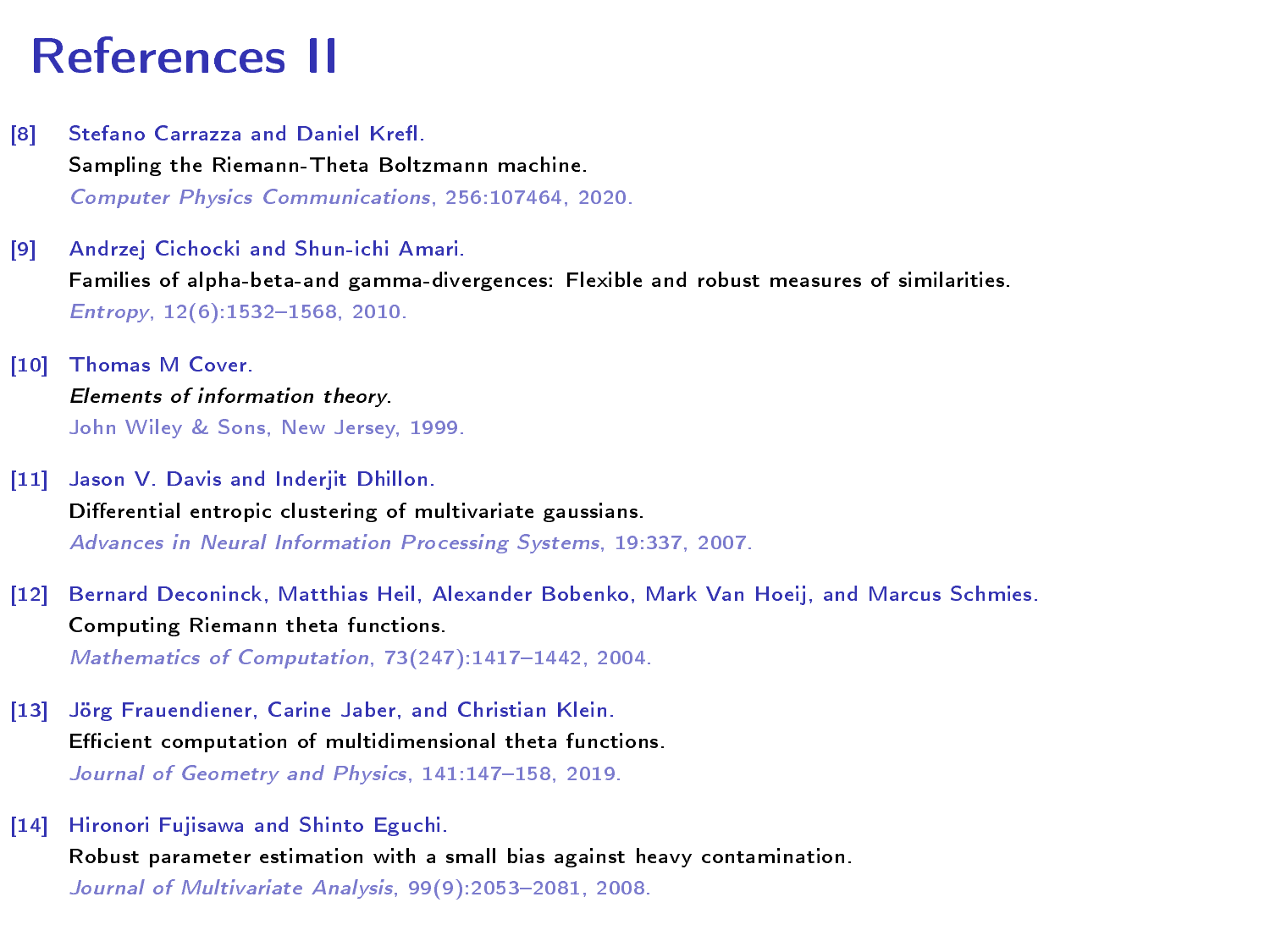# References II

[8] Stefano Carrazza and Daniel Krefl.
Sampling the Riemann-Theta Boltzmann machine.
*Computer Physics Communications*, 256:107464, 2020.

[9] Andrzej Cichocki and Shun-ichi Amari.
Families of alpha-beta-and gamma-divergences: Flexible and robust measures of similarities.
*Entropy*, 12(6):1532–1568, 2010.

[10] Thomas M Cover.
*Elements of information theory*.
John Wiley & Sons, New Jersey, 1999.

[11] Jason V. Davis and Inderjit Dhillon.
Differential entropic clustering of multivariate gaussians.
*Advances in Neural Information Processing Systems*, 19:337, 2007.

[12] Bernard Deconinck, Matthias Heil, Alexander Bobenko, Mark Van Hoeij, and Marcus Schmies.
Computing Riemann theta functions.
*Mathematics of Computation*, 73(247):1417–1442, 2004.

[13] Jörg Frauendiener, Carine Jaber, and Christian Klein.
Efficient computation of multidimensional theta functions.
*Journal of Geometry and Physics*, 141:147–158, 2019.

[14] Hironori Fujisawa and Shinto Eguchi.
Robust parameter estimation with a small bias against heavy contamination.
*Journal of Multivariate Analysis*, 99(9):2053–2081, 2008.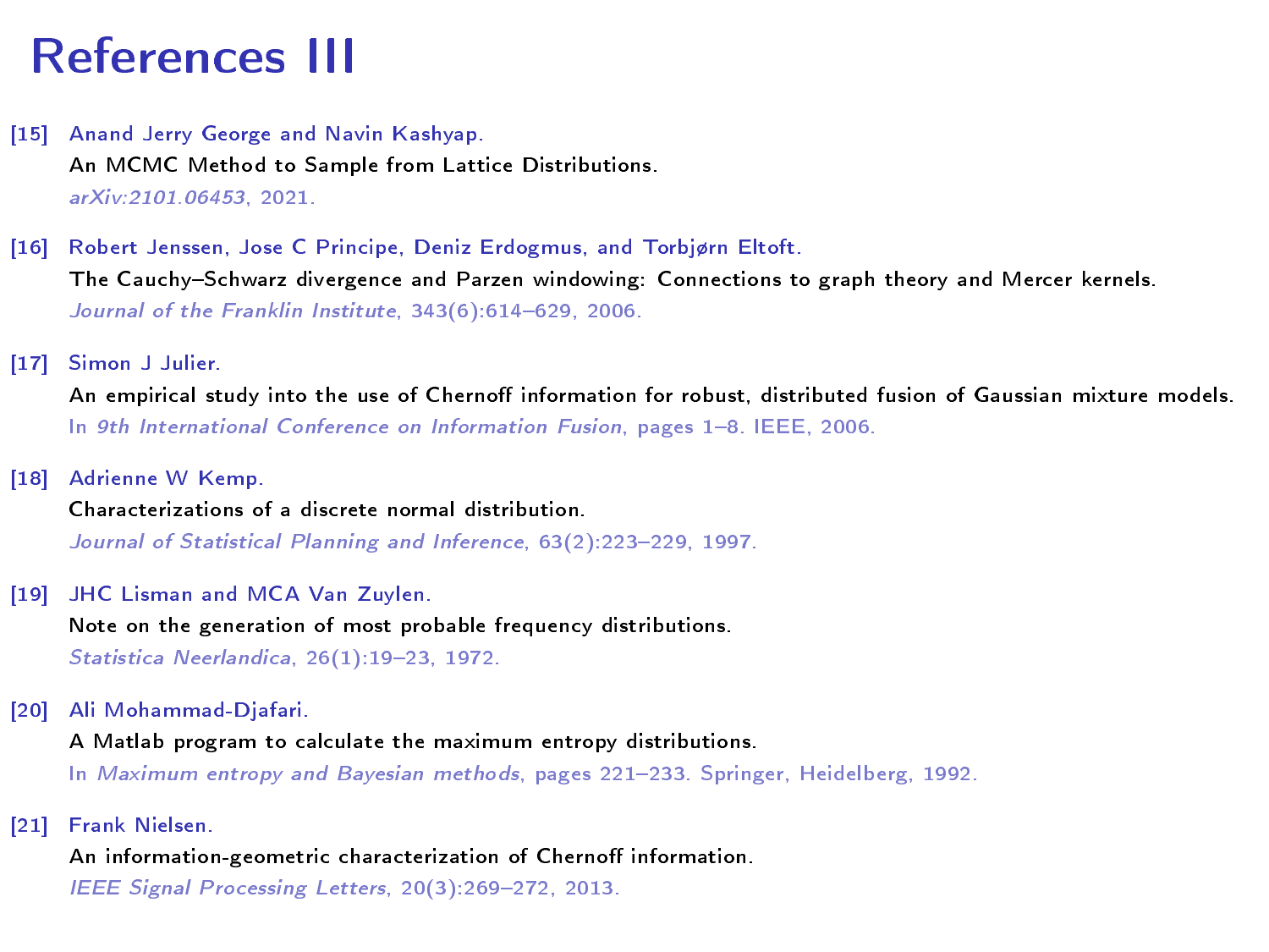# References III

[15] Anand Jerry George and Navin Kashyap.
An MCMC Method to Sample from Lattice Distributions.
*arXiv:2101.06453*, 2021.

[16] Robert Jenssen, Jose C Principe, Deniz Erdogmus, and Torbjørn Eltoft.
The Cauchy–Schwarz divergence and Parzen windowing: Connections to graph theory and Mercer kernels.
*Journal of the Franklin Institute*, 343(6):614–629, 2006.

[17] Simon J Julier.
An empirical study into the use of Chernoff information for robust, distributed fusion of Gaussian mixture models.
In *9th International Conference on Information Fusion*, pages 1–8. IEEE, 2006.

[18] Adrienne W Kemp.
Characterizations of a discrete normal distribution.
*Journal of Statistical Planning and Inference*, 63(2):223–229, 1997.

[19] JHC Lisman and MCA Van Zuylen.
Note on the generation of most probable frequency distributions.
*Statistica Neerlandica*, 26(1):19–23, 1972.

[20] Ali Mohammad-Djafari.
A Matlab program to calculate the maximum entropy distributions.
In *Maximum entropy and Bayesian methods*, pages 221–233. Springer, Heidelberg, 1992.

[21] Frank Nielsen.
An information-geometric characterization of Chernoff information.
*IEEE Signal Processing Letters*, 20(3):269–272, 2013.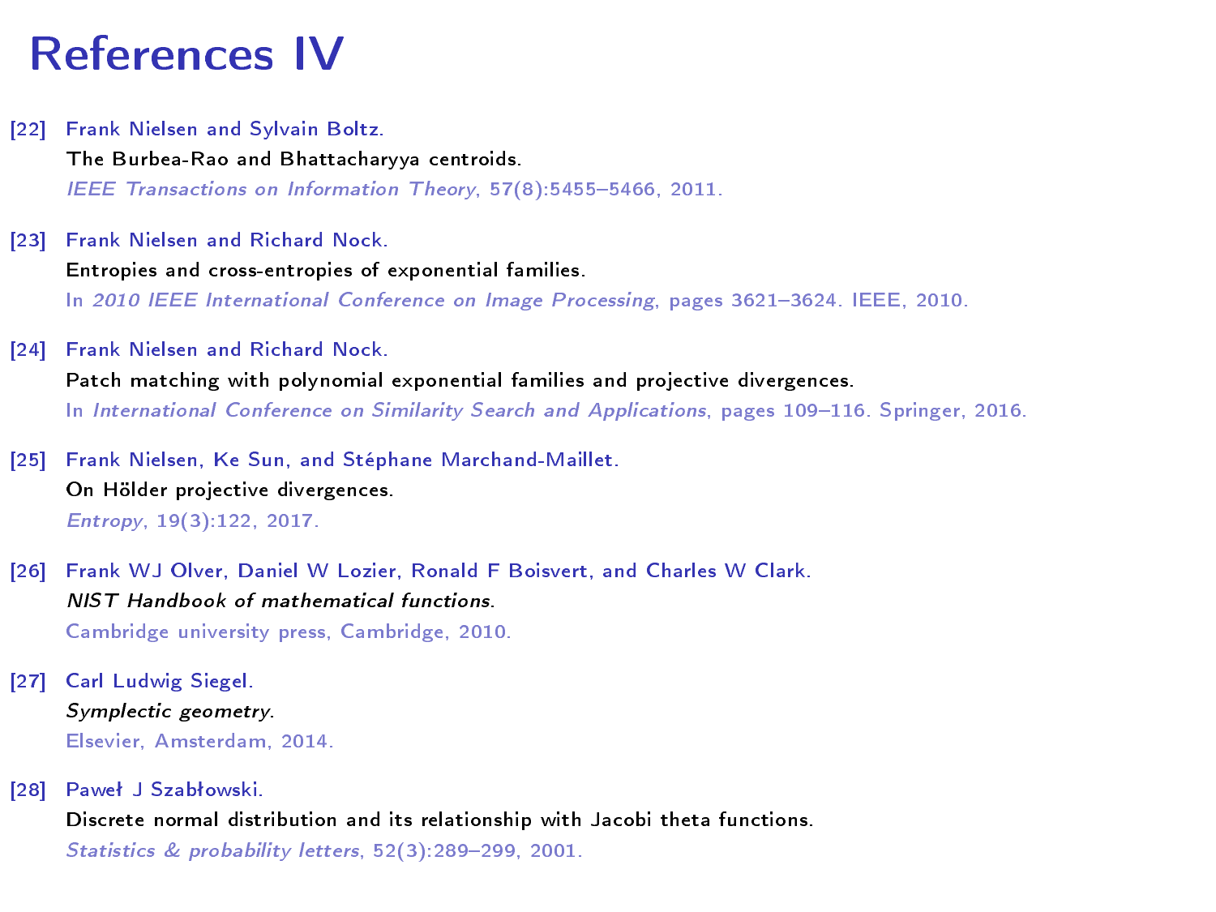# References IV

[22] Frank Nielsen and Sylvain Boltz.
The Burbea-Rao and Bhattacharyya centroids.
*IEEE Transactions on Information Theory*, 57(8):5455–5466, 2011.

[23] Frank Nielsen and Richard Nock.
Entropies and cross-entropies of exponential families.
In *2010 IEEE International Conference on Image Processing*, pages 3621–3624. IEEE, 2010.

[24] Frank Nielsen and Richard Nock.
Patch matching with polynomial exponential families and projective divergences.
In *International Conference on Similarity Search and Applications*, pages 109–116. Springer, 2016.

[25] Frank Nielsen, Ke Sun, and Stéphane Marchand-Maillet.
On Hölder projective divergences.
*Entropy*, 19(3):122, 2017.

[26] Frank WJ Olver, Daniel W Lozier, Ronald F Boisvert, and Charles W Clark.
*NIST Handbook of mathematical functions*.
Cambridge university press, Cambridge, 2010.

[27] Carl Ludwig Siegel.
*Symplectic geometry*.
Elsevier, Amsterdam, 2014.

[28] Paweł J Szabłowski.
Discrete normal distribution and its relationship with Jacobi theta functions.
*Statistics & probability letters*, 52(3):289–299, 2001.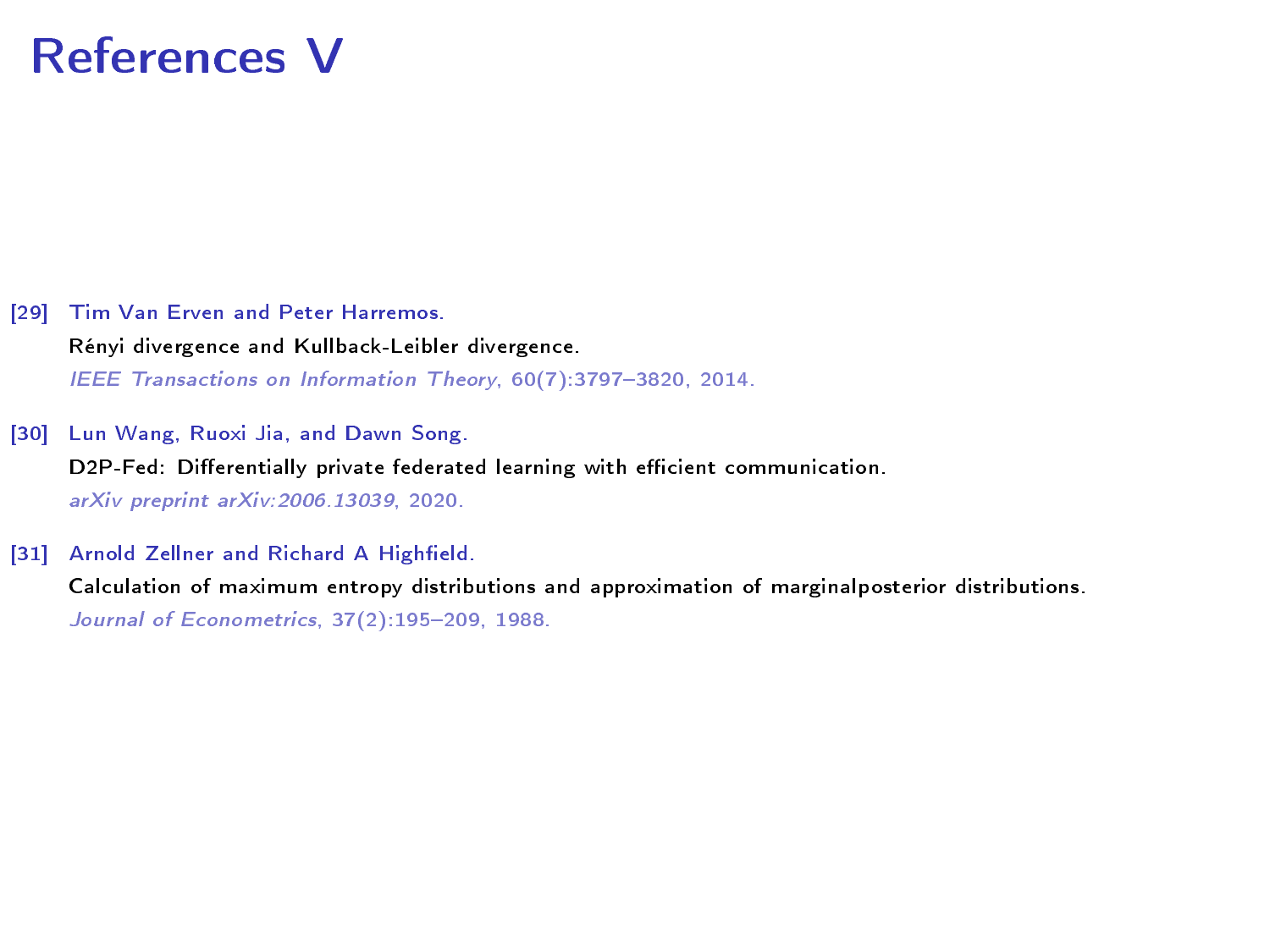# References V

[29] Tim Van Erven and Peter Harremos.
Rényi divergence and Kullback-Leibler divergence.
*IEEE Transactions on Information Theory*, 60(7):3797–3820, 2014.

[30] Lun Wang, Ruoxi Jia, and Dawn Song.
D2P-Fed: Differentially private federated learning with efficient communication.
*arXiv preprint arXiv:2006.13039*, 2020.

[31] Arnold Zellner and Richard A Highfield.
Calculation of maximum entropy distributions and approximation of marginalposterior distributions.
*Journal of Econometrics*, 37(2):195–209, 1988.